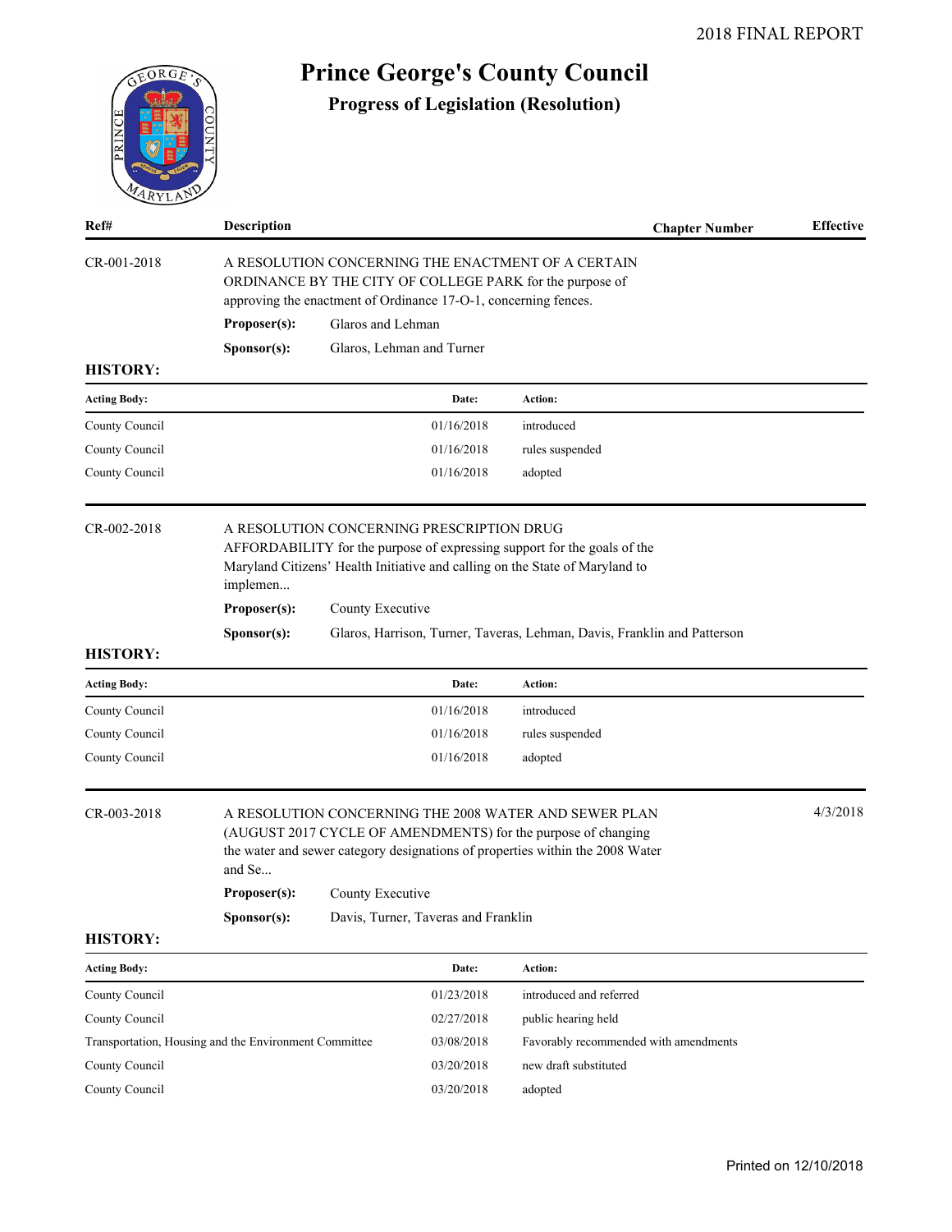2018 FINAL REPORT

# Prince George's County Council

## Progress of Legislation (Resolution)

| Ref# | Description | Chapter Number | Effective |
|---|---|---|---|

**CR-001-2018**

A RESOLUTION CONCERNING THE ENACTMENT OF A CERTAIN ORDINANCE BY THE CITY OF COLLEGE PARK for the purpose of approving the enactment of Ordinance 17-O-1, concerning fences.

**Proposer(s):** Glaros and Lehman

**Sponsor(s):** Glaros, Lehman and Turner

**HISTORY:**

| Acting Body: | Date: | Action: |
|---|---|---|
| County Council | 01/16/2018 | introduced |
| County Council | 01/16/2018 | rules suspended |
| County Council | 01/16/2018 | adopted |

**CR-002-2018**

A RESOLUTION CONCERNING PRESCRIPTION DRUG AFFORDABILITY for the purpose of expressing support for the goals of the Maryland Citizens' Health Initiative and calling on the State of Maryland to implemen...

**Proposer(s):** County Executive

**Sponsor(s):** Glaros, Harrison, Turner, Taveras, Lehman, Davis, Franklin and Patterson

**HISTORY:**

| Acting Body: | Date: | Action: |
|---|---|---|
| County Council | 01/16/2018 | introduced |
| County Council | 01/16/2018 | rules suspended |
| County Council | 01/16/2018 | adopted |

**CR-003-2018** — Effective: 4/3/2018

A RESOLUTION CONCERNING THE 2008 WATER AND SEWER PLAN (AUGUST 2017 CYCLE OF AMENDMENTS) for the purpose of changing the water and sewer category designations of properties within the 2008 Water and Se...

**Proposer(s):** County Executive

**Sponsor(s):** Davis, Turner, Taveras and Franklin

**HISTORY:**

| Acting Body: | Date: | Action: |
|---|---|---|
| County Council | 01/23/2018 | introduced and referred |
| County Council | 02/27/2018 | public hearing held |
| Transportation, Housing and the Environment Committee | 03/08/2018 | Favorably recommended with amendments |
| County Council | 03/20/2018 | new draft substituted |
| County Council | 03/20/2018 | adopted |

Printed on 12/10/2018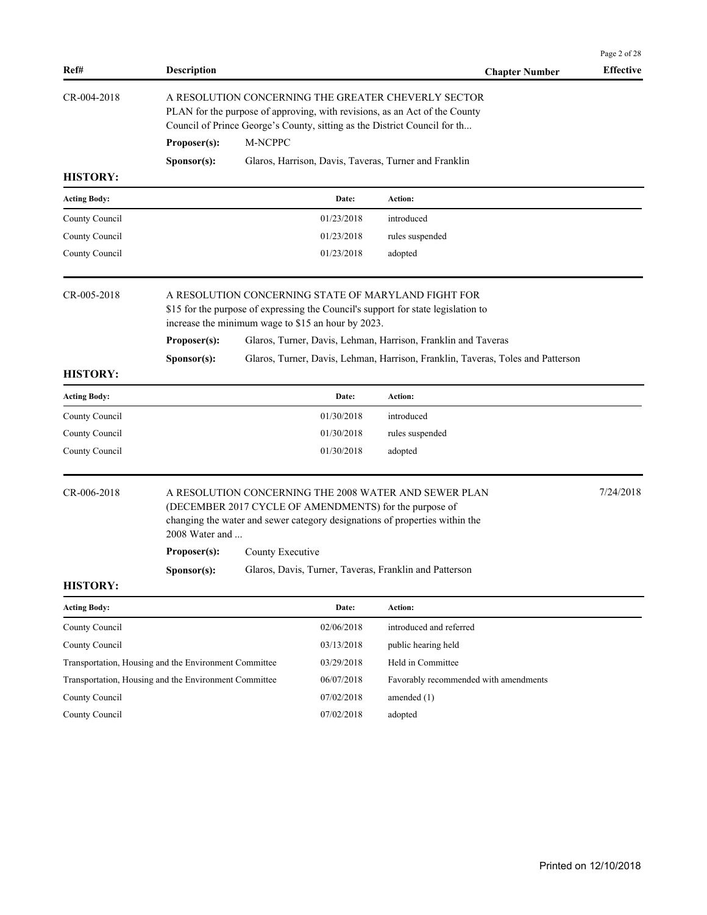| Ref# | Description | Chapter Number | Effective |
|---|---|---|---|

**CR-004-2018**

A RESOLUTION CONCERNING THE GREATER CHEVERLY SECTOR PLAN for the purpose of approving, with revisions, as an Act of the County Council of Prince George's County, sitting as the District Council for th...

**Proposer(s):** M-NCPPC

**Sponsor(s):** Glaros, Harrison, Davis, Taveras, Turner and Franklin

**HISTORY:**

| Acting Body: | Date: | Action: |
|---|---|---|
| County Council | 01/23/2018 | introduced |
| County Council | 01/23/2018 | rules suspended |
| County Council | 01/23/2018 | adopted |

**CR-005-2018**

A RESOLUTION CONCERNING STATE OF MARYLAND FIGHT FOR $15 for the purpose of expressing the Council's support for state legislation to increase the minimum wage to $15 an hour by 2023.

**Proposer(s):** Glaros, Turner, Davis, Lehman, Harrison, Franklin and Taveras

**Sponsor(s):** Glaros, Turner, Davis, Lehman, Harrison, Franklin, Taveras, Toles and Patterson

**HISTORY:**

| Acting Body: | Date: | Action: |
|---|---|---|
| County Council | 01/30/2018 | introduced |
| County Council | 01/30/2018 | rules suspended |
| County Council | 01/30/2018 | adopted |

**CR-006-2018** — Effective: 7/24/2018

A RESOLUTION CONCERNING THE 2008 WATER AND SEWER PLAN (DECEMBER 2017 CYCLE OF AMENDMENTS) for the purpose of changing the water and sewer category designations of properties within the 2008 Water and ...

**Proposer(s):** County Executive

**Sponsor(s):** Glaros, Davis, Turner, Taveras, Franklin and Patterson

**HISTORY:**

| Acting Body: | Date: | Action: |
|---|---|---|
| County Council | 02/06/2018 | introduced and referred |
| County Council | 03/13/2018 | public hearing held |
| Transportation, Housing and the Environment Committee | 03/29/2018 | Held in Committee |
| Transportation, Housing and the Environment Committee | 06/07/2018 | Favorably recommended with amendments |
| County Council | 07/02/2018 | amended (1) |
| County Council | 07/02/2018 | adopted |

Printed on 12/10/2018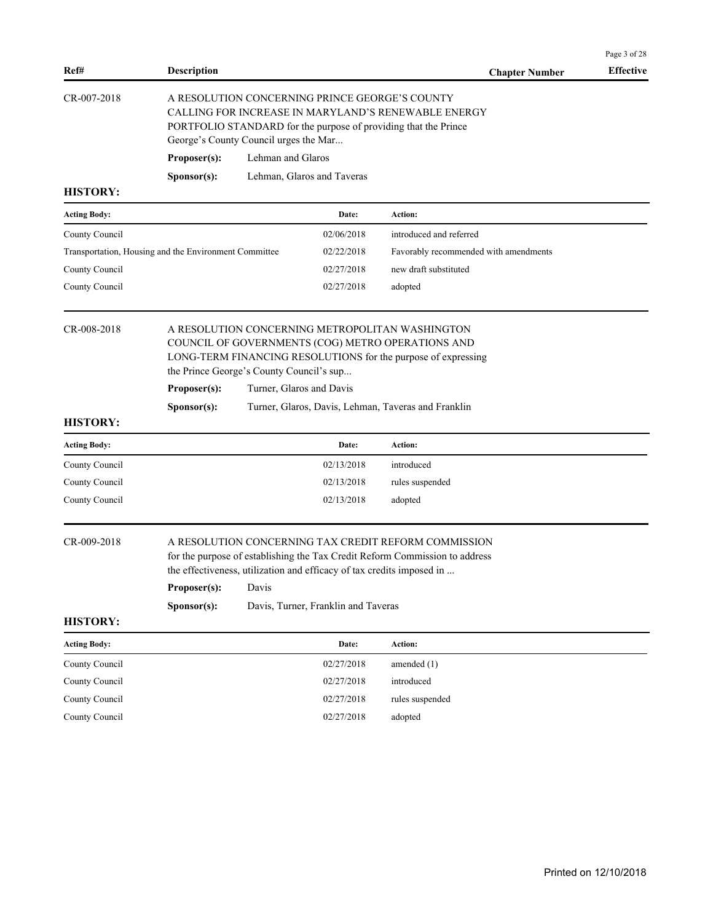| Ref# | Description | Chapter Number | Effective |
|---|---|---|---|

**CR-007-2018**

A RESOLUTION CONCERNING PRINCE GEORGE'S COUNTY CALLING FOR INCREASE IN MARYLAND'S RENEWABLE ENERGY PORTFOLIO STANDARD for the purpose of providing that the Prince George's County Council urges the Mar...

**Proposer(s):** Lehman and Glaros

**Sponsor(s):** Lehman, Glaros and Taveras

**HISTORY:**

| Acting Body: | Date: | Action: |
|---|---|---|
| County Council | 02/06/2018 | introduced and referred |
| Transportation, Housing and the Environment Committee | 02/22/2018 | Favorably recommended with amendments |
| County Council | 02/27/2018 | new draft substituted |
| County Council | 02/27/2018 | adopted |

**CR-008-2018**

A RESOLUTION CONCERNING METROPOLITAN WASHINGTON COUNCIL OF GOVERNMENTS (COG) METRO OPERATIONS AND LONG-TERM FINANCING RESOLUTIONS for the purpose of expressing the Prince George's County Council's sup...

**Proposer(s):** Turner, Glaros and Davis

**Sponsor(s):** Turner, Glaros, Davis, Lehman, Taveras and Franklin

**HISTORY:**

| Acting Body: | Date: | Action: |
|---|---|---|
| County Council | 02/13/2018 | introduced |
| County Council | 02/13/2018 | rules suspended |
| County Council | 02/13/2018 | adopted |

**CR-009-2018**

A RESOLUTION CONCERNING TAX CREDIT REFORM COMMISSION for the purpose of establishing the Tax Credit Reform Commission to address the effectiveness, utilization and efficacy of tax credits imposed in ...

**Proposer(s):** Davis

**Sponsor(s):** Davis, Turner, Franklin and Taveras

**HISTORY:**

| Acting Body: | Date: | Action: |
|---|---|---|
| County Council | 02/27/2018 | amended (1) |
| County Council | 02/27/2018 | introduced |
| County Council | 02/27/2018 | rules suspended |
| County Council | 02/27/2018 | adopted |

Printed on 12/10/2018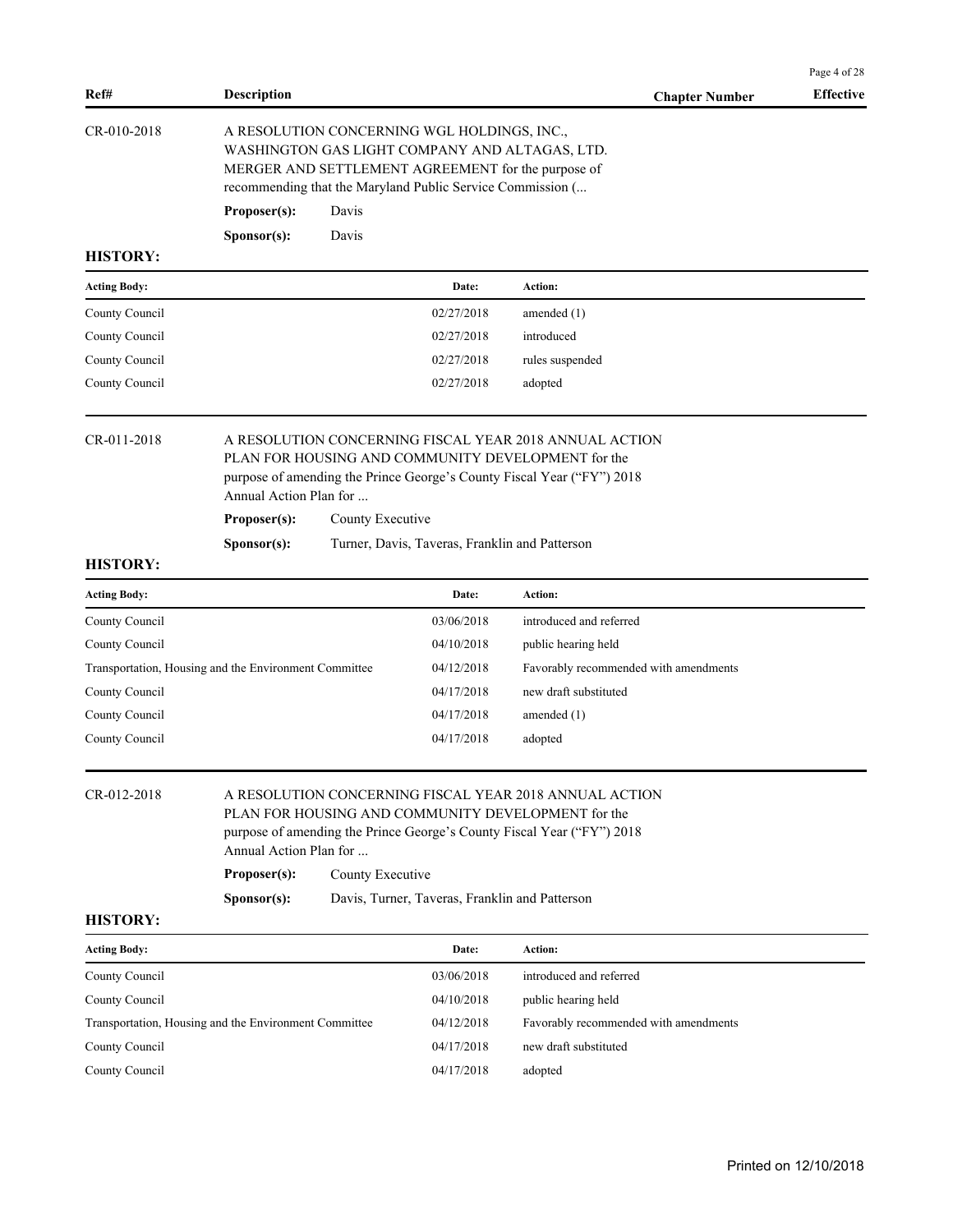| Ref# | Description | Chapter Number | Effective |
|---|---|---|---|

**CR-010-2018**

A RESOLUTION CONCERNING WGL HOLDINGS, INC., WASHINGTON GAS LIGHT COMPANY AND ALTAGAS, LTD. MERGER AND SETTLEMENT AGREEMENT for the purpose of recommending that the Maryland Public Service Commission (...

**Proposer(s):** Davis

**Sponsor(s):** Davis

**HISTORY:**

| Acting Body: | Date: | Action: |
|---|---|---|
| County Council | 02/27/2018 | amended (1) |
| County Council | 02/27/2018 | introduced |
| County Council | 02/27/2018 | rules suspended |
| County Council | 02/27/2018 | adopted |

**CR-011-2018**

A RESOLUTION CONCERNING FISCAL YEAR 2018 ANNUAL ACTION PLAN FOR HOUSING AND COMMUNITY DEVELOPMENT for the purpose of amending the Prince George's County Fiscal Year ("FY") 2018 Annual Action Plan for ...

**Proposer(s):** County Executive

**Sponsor(s):** Turner, Davis, Taveras, Franklin and Patterson

**HISTORY:**

| Acting Body: | Date: | Action: |
|---|---|---|
| County Council | 03/06/2018 | introduced and referred |
| County Council | 04/10/2018 | public hearing held |
| Transportation, Housing and the Environment Committee | 04/12/2018 | Favorably recommended with amendments |
| County Council | 04/17/2018 | new draft substituted |
| County Council | 04/17/2018 | amended (1) |
| County Council | 04/17/2018 | adopted |

**CR-012-2018**

A RESOLUTION CONCERNING FISCAL YEAR 2018 ANNUAL ACTION PLAN FOR HOUSING AND COMMUNITY DEVELOPMENT for the purpose of amending the Prince George's County Fiscal Year ("FY") 2018 Annual Action Plan for ...

**Proposer(s):** County Executive

**Sponsor(s):** Davis, Turner, Taveras, Franklin and Patterson

**HISTORY:**

| Acting Body: | Date: | Action: |
|---|---|---|
| County Council | 03/06/2018 | introduced and referred |
| County Council | 04/10/2018 | public hearing held |
| Transportation, Housing and the Environment Committee | 04/12/2018 | Favorably recommended with amendments |
| County Council | 04/17/2018 | new draft substituted |
| County Council | 04/17/2018 | adopted |

Printed on 12/10/2018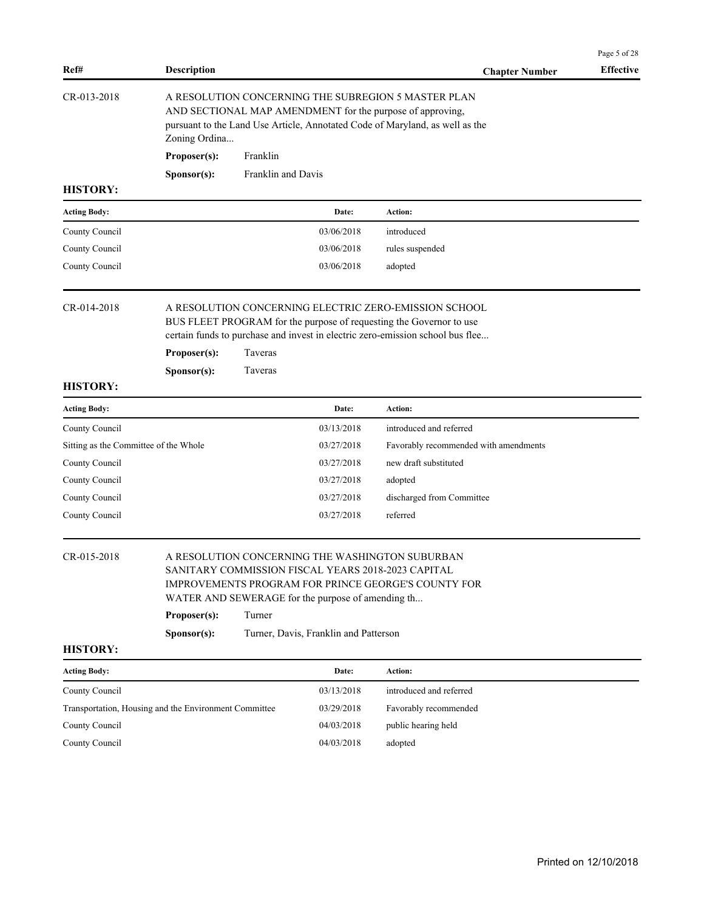| Ref# | Description | Chapter Number | Effective |
|---|---|---|---|

**CR-013-2018**

A RESOLUTION CONCERNING THE SUBREGION 5 MASTER PLAN AND SECTIONAL MAP AMENDMENT for the purpose of approving, pursuant to the Land Use Article, Annotated Code of Maryland, as well as the Zoning Ordina...

**Proposer(s):** Franklin

**Sponsor(s):** Franklin and Davis

**HISTORY:**

| Acting Body: | Date: | Action: |
|---|---|---|
| County Council | 03/06/2018 | introduced |
| County Council | 03/06/2018 | rules suspended |
| County Council | 03/06/2018 | adopted |

**CR-014-2018**

A RESOLUTION CONCERNING ELECTRIC ZERO-EMISSION SCHOOL BUS FLEET PROGRAM for the purpose of requesting the Governor to use certain funds to purchase and invest in electric zero-emission school bus flee...

**Proposer(s):** Taveras

**Sponsor(s):** Taveras

**HISTORY:**

| Acting Body: | Date: | Action: |
|---|---|---|
| County Council | 03/13/2018 | introduced and referred |
| Sitting as the Committee of the Whole | 03/27/2018 | Favorably recommended with amendments |
| County Council | 03/27/2018 | new draft substituted |
| County Council | 03/27/2018 | adopted |
| County Council | 03/27/2018 | discharged from Committee |
| County Council | 03/27/2018 | referred |

**CR-015-2018**

A RESOLUTION CONCERNING THE WASHINGTON SUBURBAN SANITARY COMMISSION FISCAL YEARS 2018-2023 CAPITAL IMPROVEMENTS PROGRAM FOR PRINCE GEORGE'S COUNTY FOR WATER AND SEWERAGE for the purpose of amending th...

**Proposer(s):** Turner

**Sponsor(s):** Turner, Davis, Franklin and Patterson

**HISTORY:**

| Acting Body: | Date: | Action: |
|---|---|---|
| County Council | 03/13/2018 | introduced and referred |
| Transportation, Housing and the Environment Committee | 03/29/2018 | Favorably recommended |
| County Council | 04/03/2018 | public hearing held |
| County Council | 04/03/2018 | adopted |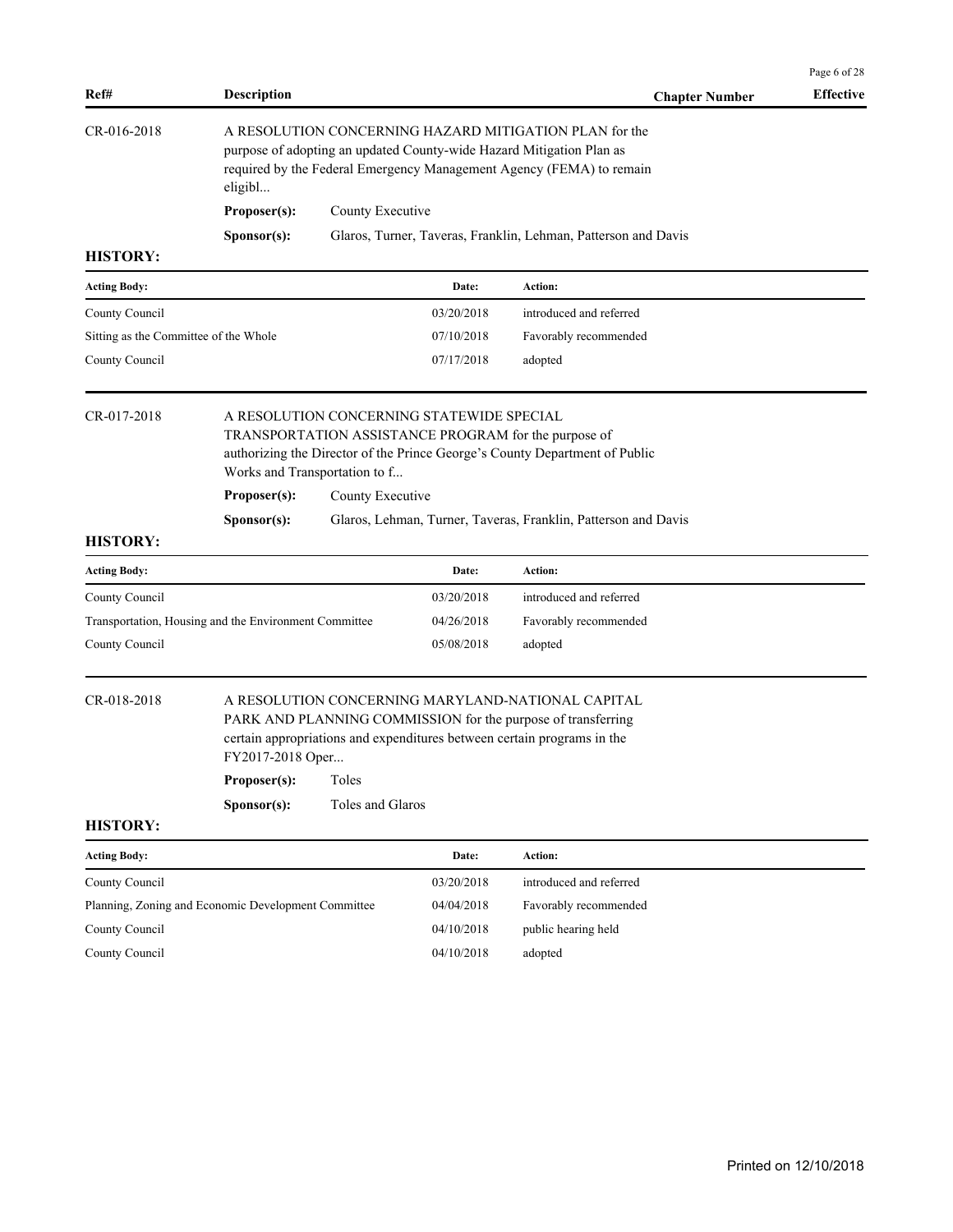| Ref# | Description | Chapter Number | Effective |
|---|---|---|---|

**CR-016-2018**

A RESOLUTION CONCERNING HAZARD MITIGATION PLAN for the purpose of adopting an updated County-wide Hazard Mitigation Plan as required by the Federal Emergency Management Agency (FEMA) to remain eligibl...

**Proposer(s):** County Executive

**Sponsor(s):** Glaros, Turner, Taveras, Franklin, Lehman, Patterson and Davis

**HISTORY:**

| Acting Body: | Date: | Action: |
|---|---|---|
| County Council | 03/20/2018 | introduced and referred |
| Sitting as the Committee of the Whole | 07/10/2018 | Favorably recommended |
| County Council | 07/17/2018 | adopted |

**CR-017-2018**

A RESOLUTION CONCERNING STATEWIDE SPECIAL TRANSPORTATION ASSISTANCE PROGRAM for the purpose of authorizing the Director of the Prince George's County Department of Public Works and Transportation to f...

**Proposer(s):** County Executive

**Sponsor(s):** Glaros, Lehman, Turner, Taveras, Franklin, Patterson and Davis

**HISTORY:**

| Acting Body: | Date: | Action: |
|---|---|---|
| County Council | 03/20/2018 | introduced and referred |
| Transportation, Housing and the Environment Committee | 04/26/2018 | Favorably recommended |
| County Council | 05/08/2018 | adopted |

**CR-018-2018**

A RESOLUTION CONCERNING MARYLAND-NATIONAL CAPITAL PARK AND PLANNING COMMISSION for the purpose of transferring certain appropriations and expenditures between certain programs in the FY2017-2018 Oper...

**Proposer(s):** Toles

**Sponsor(s):** Toles and Glaros

**HISTORY:**

| Acting Body: | Date: | Action: |
|---|---|---|
| County Council | 03/20/2018 | introduced and referred |
| Planning, Zoning and Economic Development Committee | 04/04/2018 | Favorably recommended |
| County Council | 04/10/2018 | public hearing held |
| County Council | 04/10/2018 | adopted |

Printed on 12/10/2018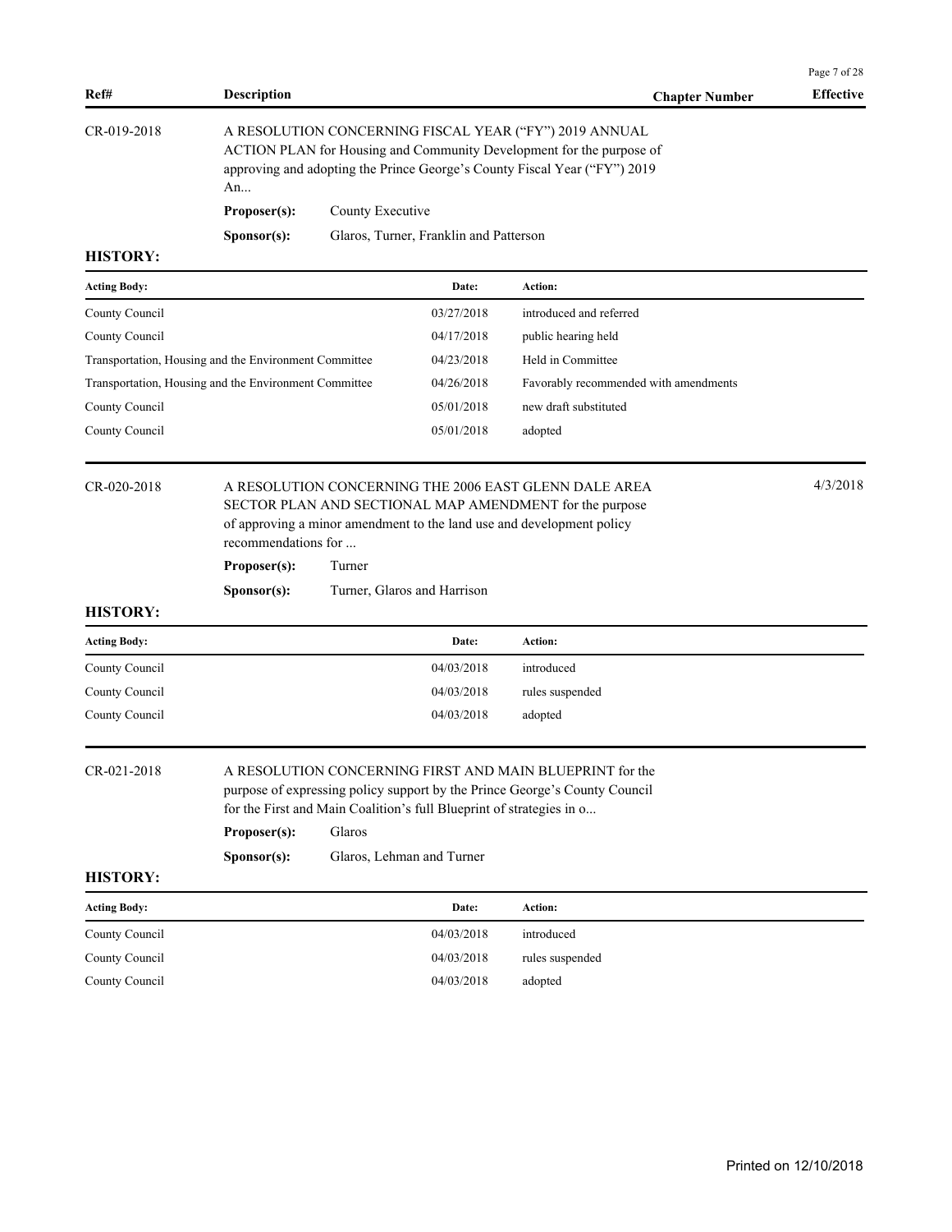| Ref# | Description | Chapter Number | Effective |
|---|---|---|---|

CR-019-2018

A RESOLUTION CONCERNING FISCAL YEAR ("FY") 2019 ANNUAL ACTION PLAN for Housing and Community Development for the purpose of approving and adopting the Prince George's County Fiscal Year ("FY") 2019 An...

**Proposer(s):** County Executive

**Sponsor(s):** Glaros, Turner, Franklin and Patterson

**HISTORY:**

| Acting Body: | Date: | Action: |
|---|---|---|
| County Council | 03/27/2018 | introduced and referred |
| County Council | 04/17/2018 | public hearing held |
| Transportation, Housing and the Environment Committee | 04/23/2018 | Held in Committee |
| Transportation, Housing and the Environment Committee | 04/26/2018 | Favorably recommended with amendments |
| County Council | 05/01/2018 | new draft substituted |
| County Council | 05/01/2018 | adopted |

CR-020-2018 — Effective: 4/3/2018

A RESOLUTION CONCERNING THE 2006 EAST GLENN DALE AREA SECTOR PLAN AND SECTIONAL MAP AMENDMENT for the purpose of approving a minor amendment to the land use and development policy recommendations for ...

**Proposer(s):** Turner

**Sponsor(s):** Turner, Glaros and Harrison

**HISTORY:**

| Acting Body: | Date: | Action: |
|---|---|---|
| County Council | 04/03/2018 | introduced |
| County Council | 04/03/2018 | rules suspended |
| County Council | 04/03/2018 | adopted |

CR-021-2018

A RESOLUTION CONCERNING FIRST AND MAIN BLUEPRINT for the purpose of expressing policy support by the Prince George's County Council for the First and Main Coalition's full Blueprint of strategies in o...

**Proposer(s):** Glaros

**Sponsor(s):** Glaros, Lehman and Turner

**HISTORY:**

| Acting Body: | Date: | Action: |
|---|---|---|
| County Council | 04/03/2018 | introduced |
| County Council | 04/03/2018 | rules suspended |
| County Council | 04/03/2018 | adopted |

Printed on 12/10/2018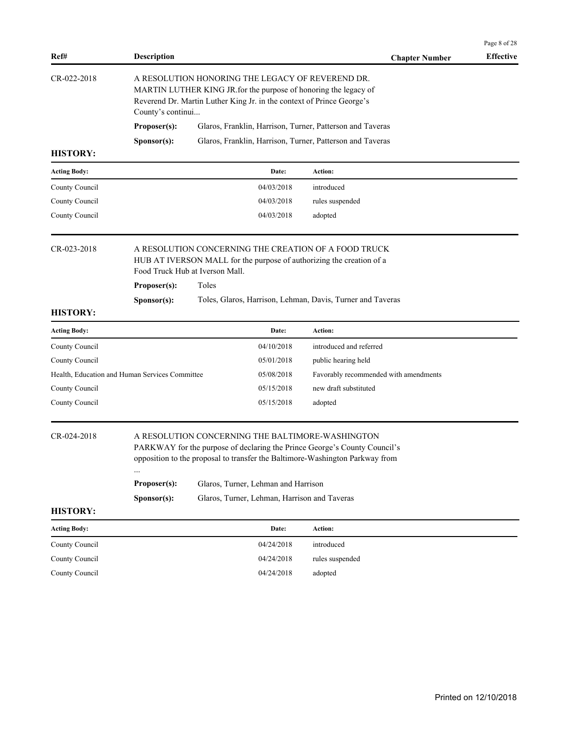| Ref# | Description | Chapter Number | Effective |
|---|---|---|---|

CR-022-2018

A RESOLUTION HONORING THE LEGACY OF REVEREND DR. MARTIN LUTHER KING JR.for the purpose of honoring the legacy of Reverend Dr. Martin Luther King Jr. in the context of Prince George's County's continui...

**Proposer(s):** Glaros, Franklin, Harrison, Turner, Patterson and Taveras

**Sponsor(s):** Glaros, Franklin, Harrison, Turner, Patterson and Taveras

**HISTORY:**

| Acting Body: | Date: | Action: |
|---|---|---|
| County Council | 04/03/2018 | introduced |
| County Council | 04/03/2018 | rules suspended |
| County Council | 04/03/2018 | adopted |

CR-023-2018

A RESOLUTION CONCERNING THE CREATION OF A FOOD TRUCK HUB AT IVERSON MALL for the purpose of authorizing the creation of a Food Truck Hub at Iverson Mall.

**Proposer(s):** Toles

**Sponsor(s):** Toles, Glaros, Harrison, Lehman, Davis, Turner and Taveras

**HISTORY:**

| Acting Body: | Date: | Action: |
|---|---|---|
| County Council | 04/10/2018 | introduced and referred |
| County Council | 05/01/2018 | public hearing held |
| Health, Education and Human Services Committee | 05/08/2018 | Favorably recommended with amendments |
| County Council | 05/15/2018 | new draft substituted |
| County Council | 05/15/2018 | adopted |

CR-024-2018

A RESOLUTION CONCERNING THE BALTIMORE-WASHINGTON PARKWAY for the purpose of declaring the Prince George's County Council's opposition to the proposal to transfer the Baltimore-Washington Parkway from ...

**Proposer(s):** Glaros, Turner, Lehman and Harrison

**Sponsor(s):** Glaros, Turner, Lehman, Harrison and Taveras

**HISTORY:**

| Acting Body: | Date: | Action: |
|---|---|---|
| County Council | 04/24/2018 | introduced |
| County Council | 04/24/2018 | rules suspended |
| County Council | 04/24/2018 | adopted |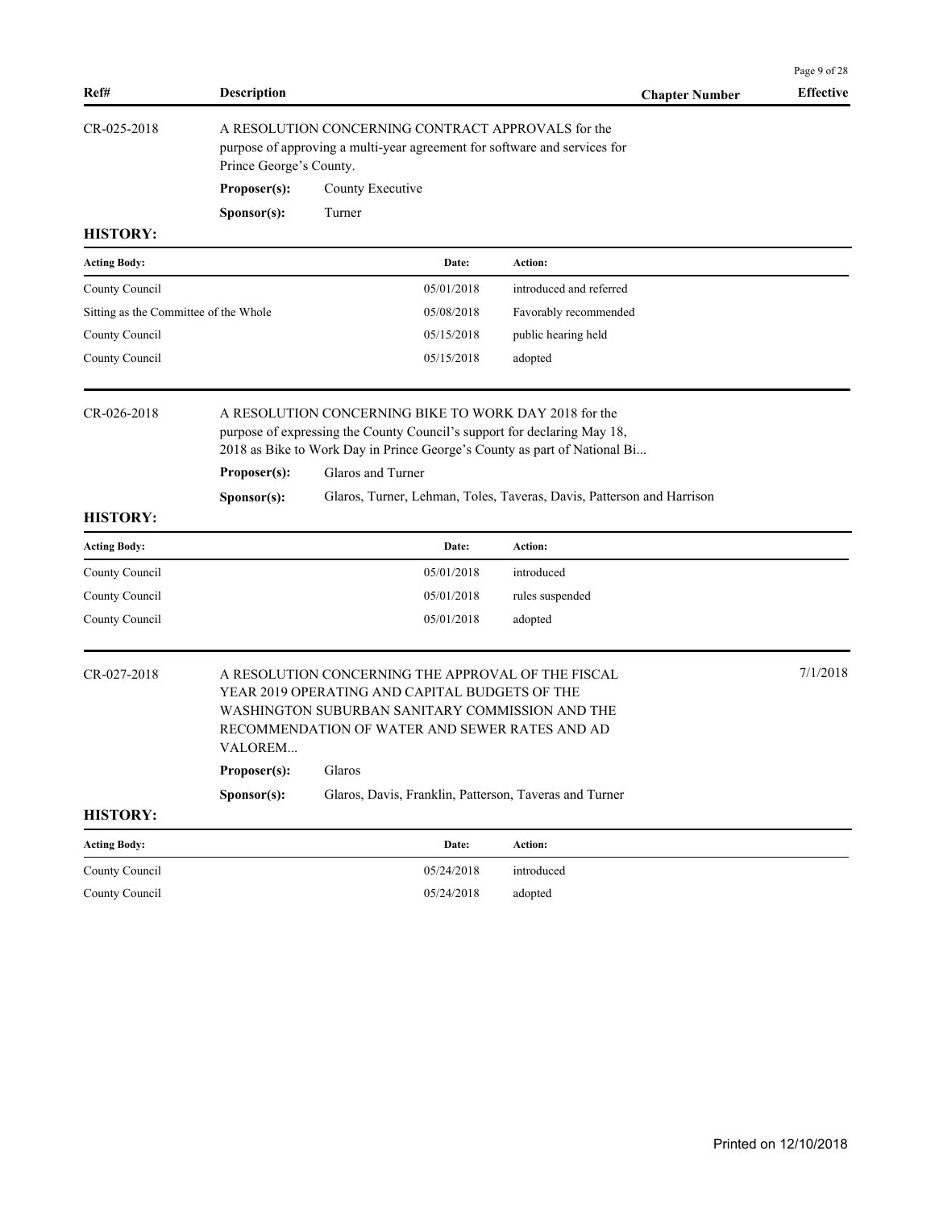| Ref# | Description | Chapter Number | Effective |
|---|---|---|---|
| CR-025-2018 | A RESOLUTION CONCERNING CONTRACT APPROVALS for the purpose of approving a multi-year agreement for software and services for Prince George's County. | | |

**Proposer(s):** County Executive

**Sponsor(s):** Turner

**HISTORY:**

| Acting Body: | Date: | Action: |
|---|---|---|
| County Council | 05/01/2018 | introduced and referred |
| Sitting as the Committee of the Whole | 05/08/2018 | Favorably recommended |
| County Council | 05/15/2018 | public hearing held |
| County Council | 05/15/2018 | adopted |

| Ref# | Description | Chapter Number | Effective |
|---|---|---|---|
| CR-026-2018 | A RESOLUTION CONCERNING BIKE TO WORK DAY 2018 for the purpose of expressing the County Council's support for declaring May 18, 2018 as Bike to Work Day in Prince George's County as part of National Bi... | | |

**Proposer(s):** Glaros and Turner

**Sponsor(s):** Glaros, Turner, Lehman, Toles, Taveras, Davis, Patterson and Harrison

**HISTORY:**

| Acting Body: | Date: | Action: |
|---|---|---|
| County Council | 05/01/2018 | introduced |
| County Council | 05/01/2018 | rules suspended |
| County Council | 05/01/2018 | adopted |

| Ref# | Description | Chapter Number | Effective |
|---|---|---|---|
| CR-027-2018 | A RESOLUTION CONCERNING THE APPROVAL OF THE FISCAL YEAR 2019 OPERATING AND CAPITAL BUDGETS OF THE WASHINGTON SUBURBAN SANITARY COMMISSION AND THE RECOMMENDATION OF WATER AND SEWER RATES AND AD VALOREM... | | 7/1/2018 |

**Proposer(s):** Glaros

**Sponsor(s):** Glaros, Davis, Franklin, Patterson, Taveras and Turner

**HISTORY:**

| Acting Body: | Date: | Action: |
|---|---|---|
| County Council | 05/24/2018 | introduced |
| County Council | 05/24/2018 | adopted |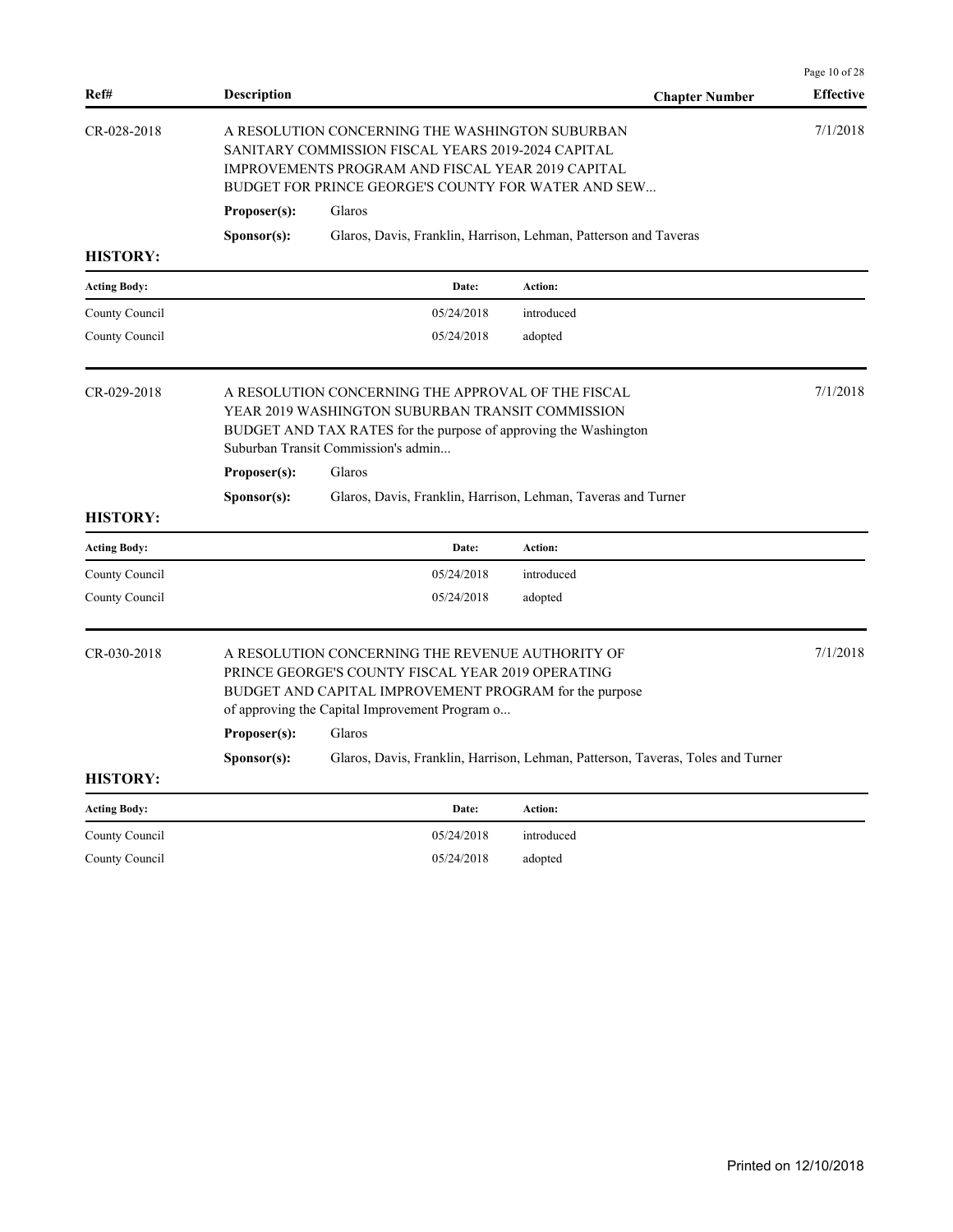| Ref# | Description | Chapter Number | Effective |
| --- | --- | --- | --- |
| CR-028-2018 | A RESOLUTION CONCERNING THE WASHINGTON SUBURBAN SANITARY COMMISSION FISCAL YEARS 2019-2024 CAPITAL IMPROVEMENTS PROGRAM AND FISCAL YEAR 2019 CAPITAL BUDGET FOR PRINCE GEORGE'S COUNTY FOR WATER AND SEW... | | 7/1/2018 |

**Proposer(s):** Glaros

**Sponsor(s):** Glaros, Davis, Franklin, Harrison, Lehman, Patterson and Taveras

**HISTORY:**

| Acting Body: | Date: | Action: |
| --- | --- | --- |
| County Council | 05/24/2018 | introduced |
| County Council | 05/24/2018 | adopted |

| Ref# | Description | Chapter Number | Effective |
| --- | --- | --- | --- |
| CR-029-2018 | A RESOLUTION CONCERNING THE APPROVAL OF THE FISCAL YEAR 2019 WASHINGTON SUBURBAN TRANSIT COMMISSION BUDGET AND TAX RATES for the purpose of approving the Washington Suburban Transit Commission's admin... | | 7/1/2018 |

**Proposer(s):** Glaros

**Sponsor(s):** Glaros, Davis, Franklin, Harrison, Lehman, Taveras and Turner

**HISTORY:**

| Acting Body: | Date: | Action: |
| --- | --- | --- |
| County Council | 05/24/2018 | introduced |
| County Council | 05/24/2018 | adopted |

| Ref# | Description | Chapter Number | Effective |
| --- | --- | --- | --- |
| CR-030-2018 | A RESOLUTION CONCERNING THE REVENUE AUTHORITY OF PRINCE GEORGE'S COUNTY FISCAL YEAR 2019 OPERATING BUDGET AND CAPITAL IMPROVEMENT PROGRAM for the purpose of approving the Capital Improvement Program o... | | 7/1/2018 |

**Proposer(s):** Glaros

**Sponsor(s):** Glaros, Davis, Franklin, Harrison, Lehman, Patterson, Taveras, Toles and Turner

**HISTORY:**

| Acting Body: | Date: | Action: |
| --- | --- | --- |
| County Council | 05/24/2018 | introduced |
| County Council | 05/24/2018 | adopted |

Printed on 12/10/2018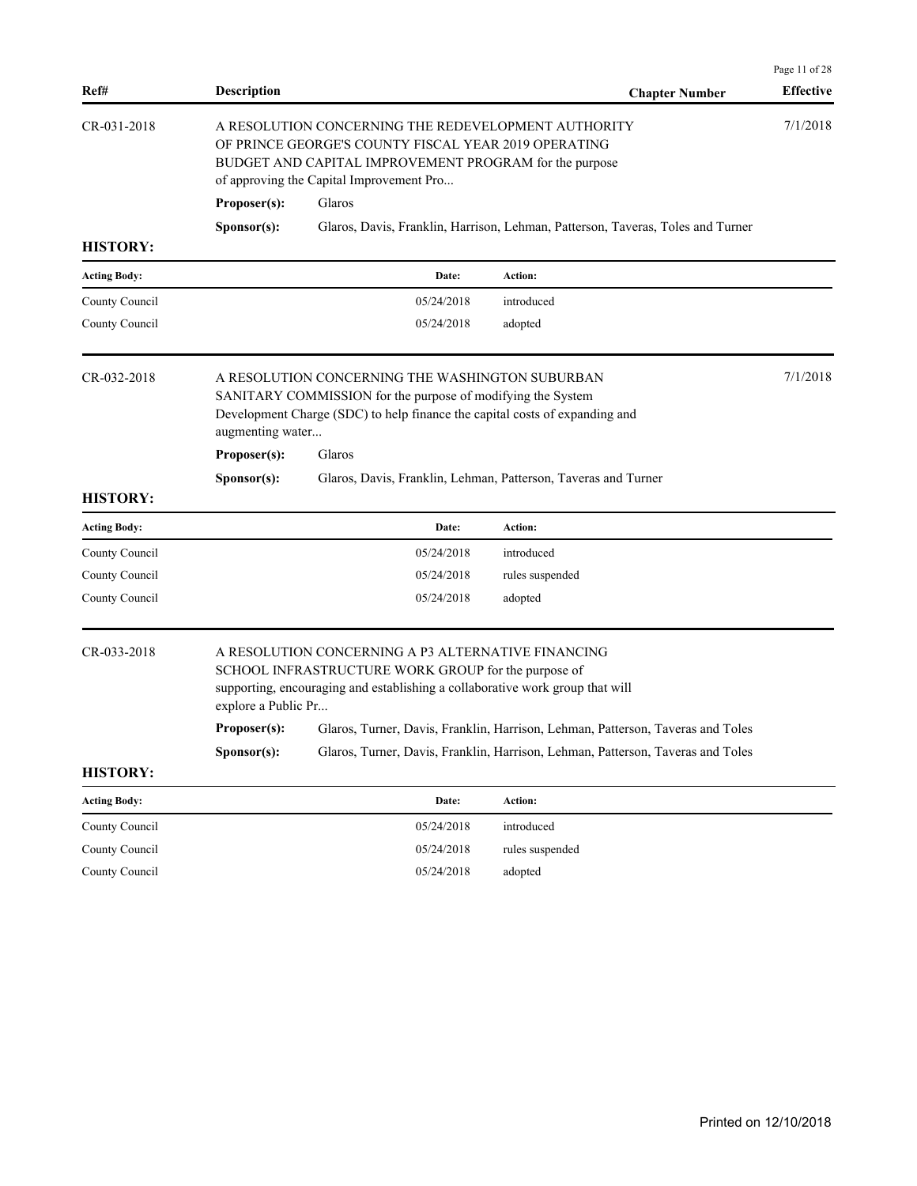| Ref# | Description | Chapter Number | Effective |
|---|---|---|---|

CR-031-2018 — A RESOLUTION CONCERNING THE REDEVELOPMENT AUTHORITY OF PRINCE GEORGE'S COUNTY FISCAL YEAR 2019 OPERATING BUDGET AND CAPITAL IMPROVEMENT PROGRAM for the purpose of approving the Capital Improvement Pro... — Effective: 7/1/2018

**Proposer(s):** Glaros

**Sponsor(s):** Glaros, Davis, Franklin, Harrison, Lehman, Patterson, Taveras, Toles and Turner

**HISTORY:**

| Acting Body: | Date: | Action: |
|---|---|---|
| County Council | 05/24/2018 | introduced |
| County Council | 05/24/2018 | adopted |

CR-032-2018 — A RESOLUTION CONCERNING THE WASHINGTON SUBURBAN SANITARY COMMISSION for the purpose of modifying the System Development Charge (SDC) to help finance the capital costs of expanding and augmenting water... — Effective: 7/1/2018

**Proposer(s):** Glaros

**Sponsor(s):** Glaros, Davis, Franklin, Lehman, Patterson, Taveras and Turner

**HISTORY:**

| Acting Body: | Date: | Action: |
|---|---|---|
| County Council | 05/24/2018 | introduced |
| County Council | 05/24/2018 | rules suspended |
| County Council | 05/24/2018 | adopted |

CR-033-2018 — A RESOLUTION CONCERNING A P3 ALTERNATIVE FINANCING SCHOOL INFRASTRUCTURE WORK GROUP for the purpose of supporting, encouraging and establishing a collaborative work group that will explore a Public Pr...

**Proposer(s):** Glaros, Turner, Davis, Franklin, Harrison, Lehman, Patterson, Taveras and Toles

**Sponsor(s):** Glaros, Turner, Davis, Franklin, Harrison, Lehman, Patterson, Taveras and Toles

**HISTORY:**

| Acting Body: | Date: | Action: |
|---|---|---|
| County Council | 05/24/2018 | introduced |
| County Council | 05/24/2018 | rules suspended |
| County Council | 05/24/2018 | adopted |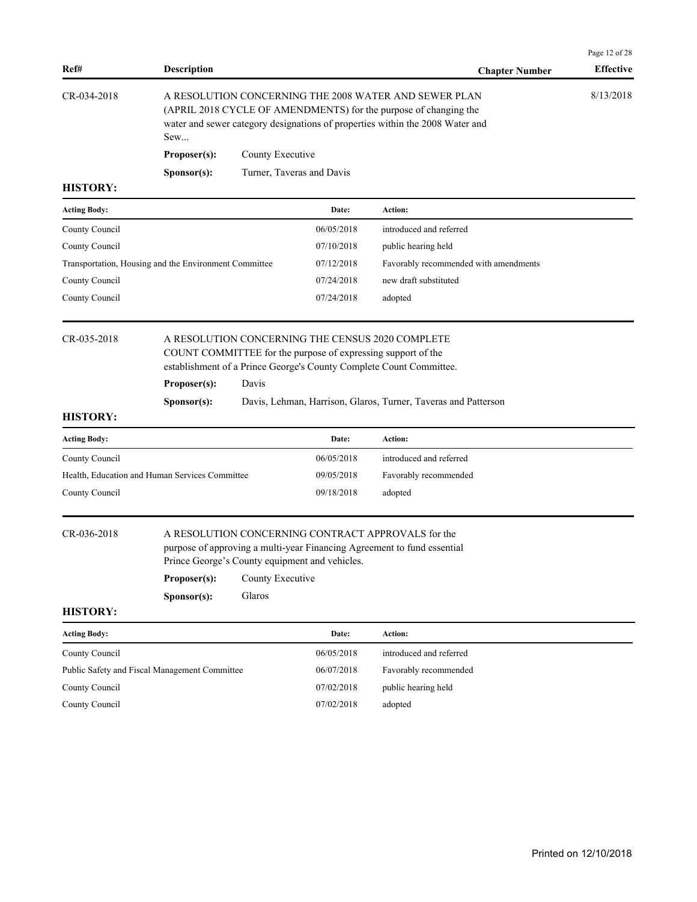| Ref# | Description | Chapter Number | Effective |
|---|---|---|---|
| CR-034-2018 | A RESOLUTION CONCERNING THE 2008 WATER AND SEWER PLAN (APRIL 2018 CYCLE OF AMENDMENTS) for the purpose of changing the water and sewer category designations of properties within the 2008 Water and Sew... | | 8/13/2018 |

**Proposer(s):** County Executive

**Sponsor(s):** Turner, Taveras and Davis

**HISTORY:**

| Acting Body: | Date: | Action: |
|---|---|---|
| County Council | 06/05/2018 | introduced and referred |
| County Council | 07/10/2018 | public hearing held |
| Transportation, Housing and the Environment Committee | 07/12/2018 | Favorably recommended with amendments |
| County Council | 07/24/2018 | new draft substituted |
| County Council | 07/24/2018 | adopted |

---

**CR-035-2018** A RESOLUTION CONCERNING THE CENSUS 2020 COMPLETE COUNT COMMITTEE for the purpose of expressing support of the establishment of a Prince George's County Complete Count Committee.

**Proposer(s):** Davis

**Sponsor(s):** Davis, Lehman, Harrison, Glaros, Turner, Taveras and Patterson

**HISTORY:**

| Acting Body: | Date: | Action: |
|---|---|---|
| County Council | 06/05/2018 | introduced and referred |
| Health, Education and Human Services Committee | 09/05/2018 | Favorably recommended |
| County Council | 09/18/2018 | adopted |

---

**CR-036-2018** A RESOLUTION CONCERNING CONTRACT APPROVALS for the purpose of approving a multi-year Financing Agreement to fund essential Prince George's County equipment and vehicles.

**Proposer(s):** County Executive

**Sponsor(s):** Glaros

**HISTORY:**

| Acting Body: | Date: | Action: |
|---|---|---|
| County Council | 06/05/2018 | introduced and referred |
| Public Safety and Fiscal Management Committee | 06/07/2018 | Favorably recommended |
| County Council | 07/02/2018 | public hearing held |
| County Council | 07/02/2018 | adopted |

Printed on 12/10/2018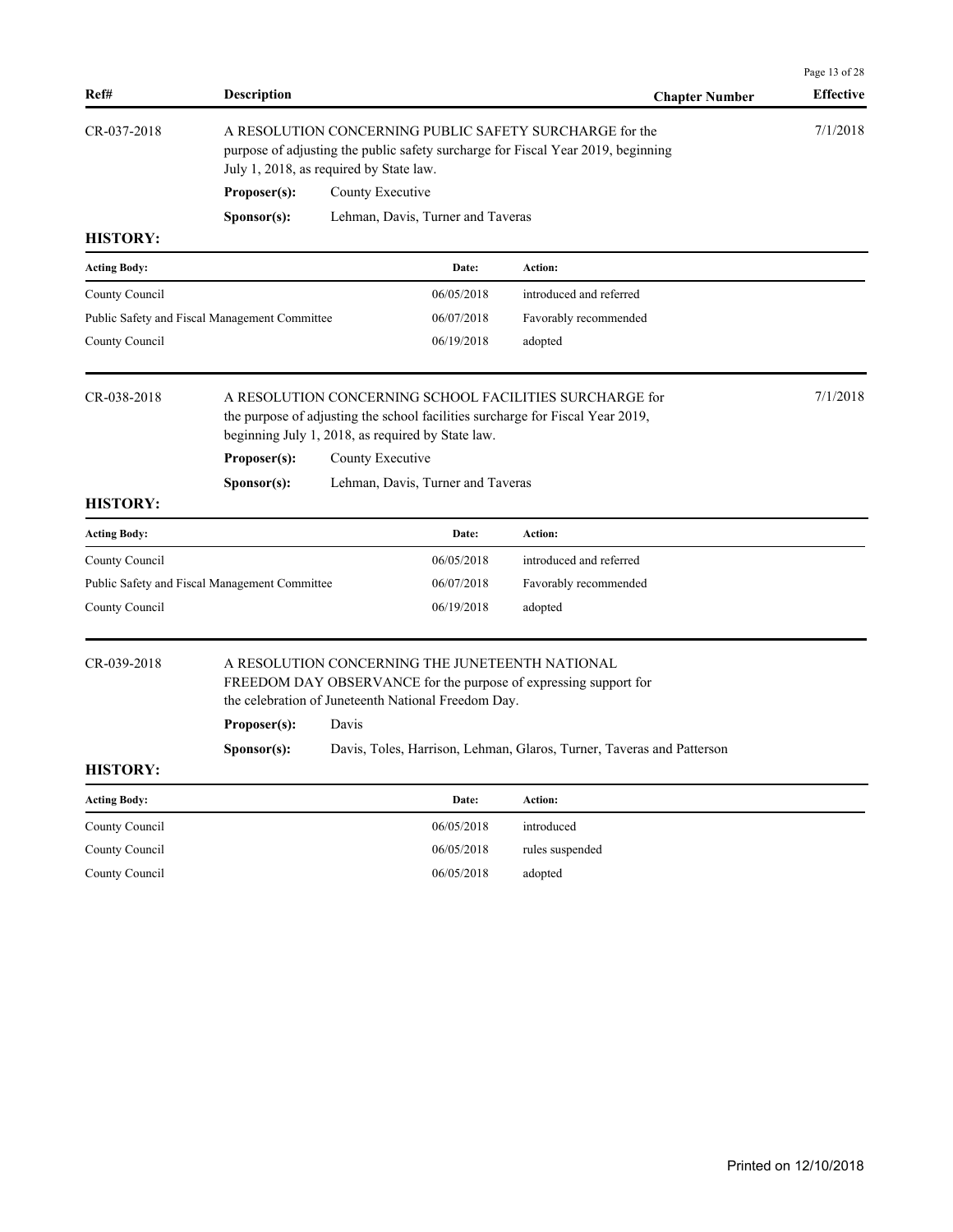| Ref# | Description | Chapter Number | Effective |
|---|---|---|---|

**CR-037-2018** — A RESOLUTION CONCERNING PUBLIC SAFETY SURCHARGE for the purpose of adjusting the public safety surcharge for Fiscal Year 2019, beginning July 1, 2018, as required by State law. — Effective: 7/1/2018

**Proposer(s):** County Executive

**Sponsor(s):** Lehman, Davis, Turner and Taveras

**HISTORY:**

| Acting Body: | Date: | Action: |
|---|---|---|
| County Council | 06/05/2018 | introduced and referred |
| Public Safety and Fiscal Management Committee | 06/07/2018 | Favorably recommended |
| County Council | 06/19/2018 | adopted |

**CR-038-2018** — A RESOLUTION CONCERNING SCHOOL FACILITIES SURCHARGE for the purpose of adjusting the school facilities surcharge for Fiscal Year 2019, beginning July 1, 2018, as required by State law. — Effective: 7/1/2018

**Proposer(s):** County Executive

**Sponsor(s):** Lehman, Davis, Turner and Taveras

**HISTORY:**

| Acting Body: | Date: | Action: |
|---|---|---|
| County Council | 06/05/2018 | introduced and referred |
| Public Safety and Fiscal Management Committee | 06/07/2018 | Favorably recommended |
| County Council | 06/19/2018 | adopted |

**CR-039-2018** — A RESOLUTION CONCERNING THE JUNETEENTH NATIONAL FREEDOM DAY OBSERVANCE for the purpose of expressing support for the celebration of Juneteenth National Freedom Day.

**Proposer(s):** Davis

**Sponsor(s):** Davis, Toles, Harrison, Lehman, Glaros, Turner, Taveras and Patterson

**HISTORY:**

| Acting Body: | Date: | Action: |
|---|---|---|
| County Council | 06/05/2018 | introduced |
| County Council | 06/05/2018 | rules suspended |
| County Council | 06/05/2018 | adopted |

Printed on 12/10/2018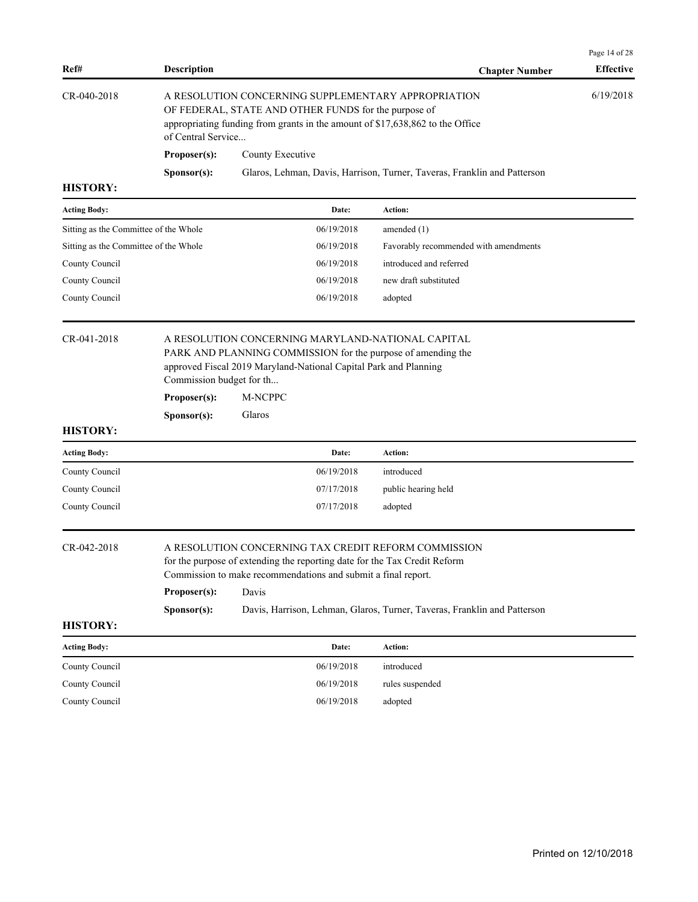| Ref# | Description | Chapter Number | Effective |
|---|---|---|---|
| CR-040-2018 | A RESOLUTION CONCERNING SUPPLEMENTARY APPROPRIATION OF FEDERAL, STATE AND OTHER FUNDS for the purpose of appropriating funding from grants in the amount of $17,638,862 to the Office of Central Service... | | 6/19/2018 |

**Proposer(s):** County Executive

**Sponsor(s):** Glaros, Lehman, Davis, Harrison, Turner, Taveras, Franklin and Patterson

**HISTORY:**

| Acting Body: | Date: | Action: |
|---|---|---|
| Sitting as the Committee of the Whole | 06/19/2018 | amended (1) |
| Sitting as the Committee of the Whole | 06/19/2018 | Favorably recommended with amendments |
| County Council | 06/19/2018 | introduced and referred |
| County Council | 06/19/2018 | new draft substituted |
| County Council | 06/19/2018 | adopted |

---

**CR-041-2018** — A RESOLUTION CONCERNING MARYLAND-NATIONAL CAPITAL PARK AND PLANNING COMMISSION for the purpose of amending the approved Fiscal 2019 Maryland-National Capital Park and Planning Commission budget for th...

**Proposer(s):** M-NCPPC

**Sponsor(s):** Glaros

**HISTORY:**

| Acting Body: | Date: | Action: |
|---|---|---|
| County Council | 06/19/2018 | introduced |
| County Council | 07/17/2018 | public hearing held |
| County Council | 07/17/2018 | adopted |

---

**CR-042-2018** — A RESOLUTION CONCERNING TAX CREDIT REFORM COMMISSION for the purpose of extending the reporting date for the Tax Credit Reform Commission to make recommendations and submit a final report.

**Proposer(s):** Davis

**Sponsor(s):** Davis, Harrison, Lehman, Glaros, Turner, Taveras, Franklin and Patterson

**HISTORY:**

| Acting Body: | Date: | Action: |
|---|---|---|
| County Council | 06/19/2018 | introduced |
| County Council | 06/19/2018 | rules suspended |
| County Council | 06/19/2018 | adopted |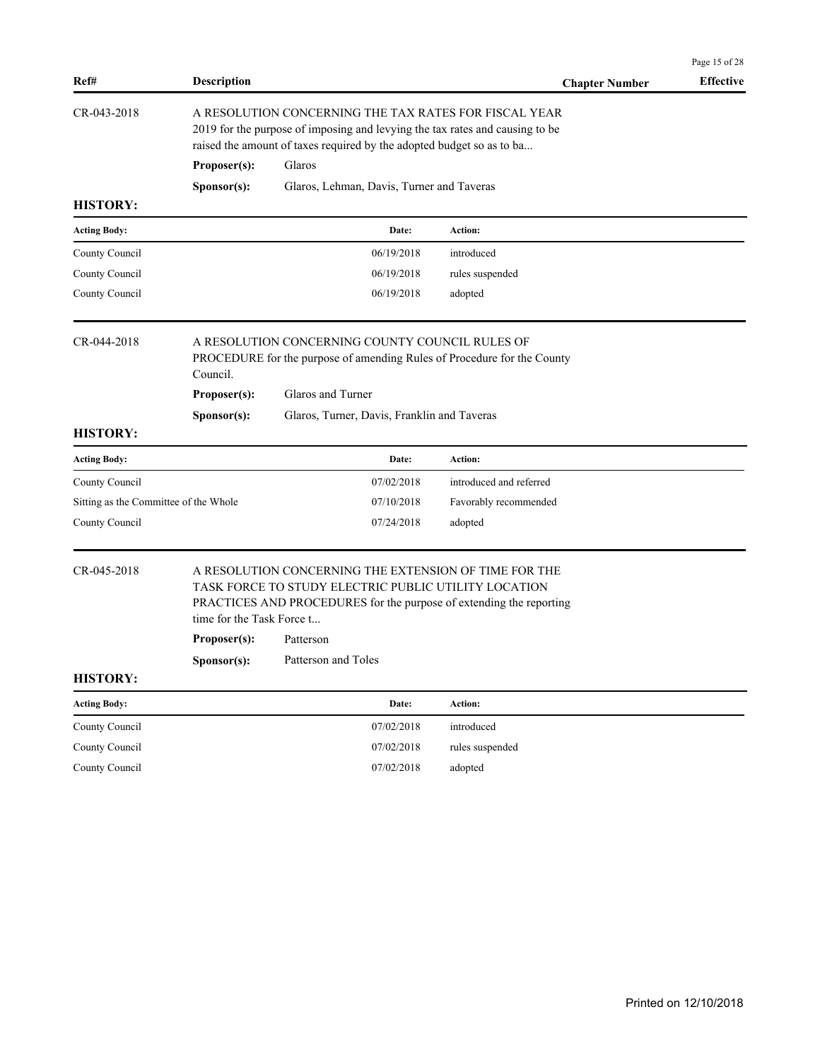| Ref# | Description | Chapter Number | Effective |
|---|---|---|---|

**CR-043-2018**

A RESOLUTION CONCERNING THE TAX RATES FOR FISCAL YEAR 2019 for the purpose of imposing and levying the tax rates and causing to be raised the amount of taxes required by the adopted budget so as to ba...

**Proposer(s):** Glaros

**Sponsor(s):** Glaros, Lehman, Davis, Turner and Taveras

**HISTORY:**

| Acting Body: | Date: | Action: |
|---|---|---|
| County Council | 06/19/2018 | introduced |
| County Council | 06/19/2018 | rules suspended |
| County Council | 06/19/2018 | adopted |

**CR-044-2018**

A RESOLUTION CONCERNING COUNTY COUNCIL RULES OF PROCEDURE for the purpose of amending Rules of Procedure for the County Council.

**Proposer(s):** Glaros and Turner

**Sponsor(s):** Glaros, Turner, Davis, Franklin and Taveras

**HISTORY:**

| Acting Body: | Date: | Action: |
|---|---|---|
| County Council | 07/02/2018 | introduced and referred |
| Sitting as the Committee of the Whole | 07/10/2018 | Favorably recommended |
| County Council | 07/24/2018 | adopted |

**CR-045-2018**

A RESOLUTION CONCERNING THE EXTENSION OF TIME FOR THE TASK FORCE TO STUDY ELECTRIC PUBLIC UTILITY LOCATION PRACTICES AND PROCEDURES for the purpose of extending the reporting time for the Task Force t...

**Proposer(s):** Patterson

**Sponsor(s):** Patterson and Toles

**HISTORY:**

| Acting Body: | Date: | Action: |
|---|---|---|
| County Council | 07/02/2018 | introduced |
| County Council | 07/02/2018 | rules suspended |
| County Council | 07/02/2018 | adopted |

Printed on 12/10/2018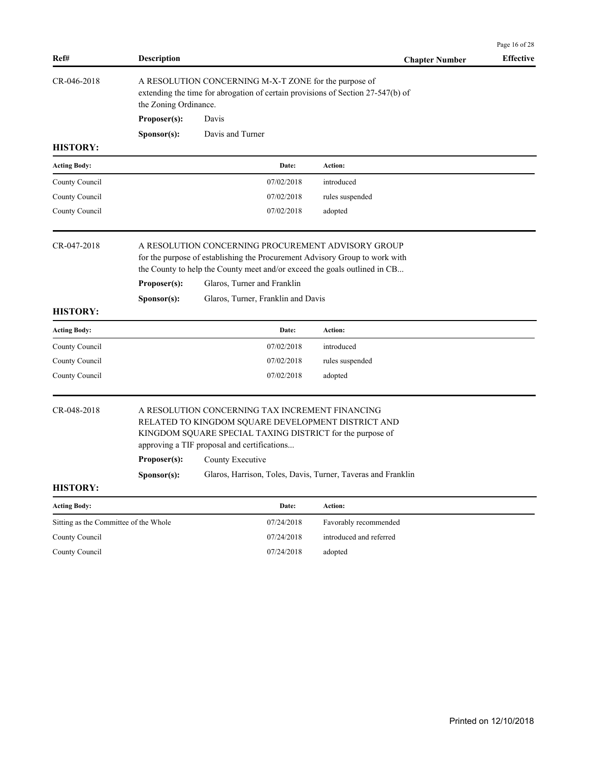| Ref# | Description | Chapter Number | Effective |
|---|---|---|---|

**CR-046-2018**

A RESOLUTION CONCERNING M-X-T ZONE for the purpose of extending the time for abrogation of certain provisions of Section 27-547(b) of the Zoning Ordinance.

**Proposer(s):** Davis

**Sponsor(s):** Davis and Turner

**HISTORY:**

| Acting Body: | Date: | Action: |
|---|---|---|
| County Council | 07/02/2018 | introduced |
| County Council | 07/02/2018 | rules suspended |
| County Council | 07/02/2018 | adopted |

**CR-047-2018**

A RESOLUTION CONCERNING PROCUREMENT ADVISORY GROUP for the purpose of establishing the Procurement Advisory Group to work with the County to help the County meet and/or exceed the goals outlined in CB...

**Proposer(s):** Glaros, Turner and Franklin

**Sponsor(s):** Glaros, Turner, Franklin and Davis

**HISTORY:**

| Acting Body: | Date: | Action: |
|---|---|---|
| County Council | 07/02/2018 | introduced |
| County Council | 07/02/2018 | rules suspended |
| County Council | 07/02/2018 | adopted |

**CR-048-2018**

A RESOLUTION CONCERNING TAX INCREMENT FINANCING RELATED TO KINGDOM SQUARE DEVELOPMENT DISTRICT AND KINGDOM SQUARE SPECIAL TAXING DISTRICT for the purpose of approving a TIF proposal and certifications...

**Proposer(s):** County Executive

**Sponsor(s):** Glaros, Harrison, Toles, Davis, Turner, Taveras and Franklin

**HISTORY:**

| Acting Body: | Date: | Action: |
|---|---|---|
| Sitting as the Committee of the Whole | 07/24/2018 | Favorably recommended |
| County Council | 07/24/2018 | introduced and referred |
| County Council | 07/24/2018 | adopted |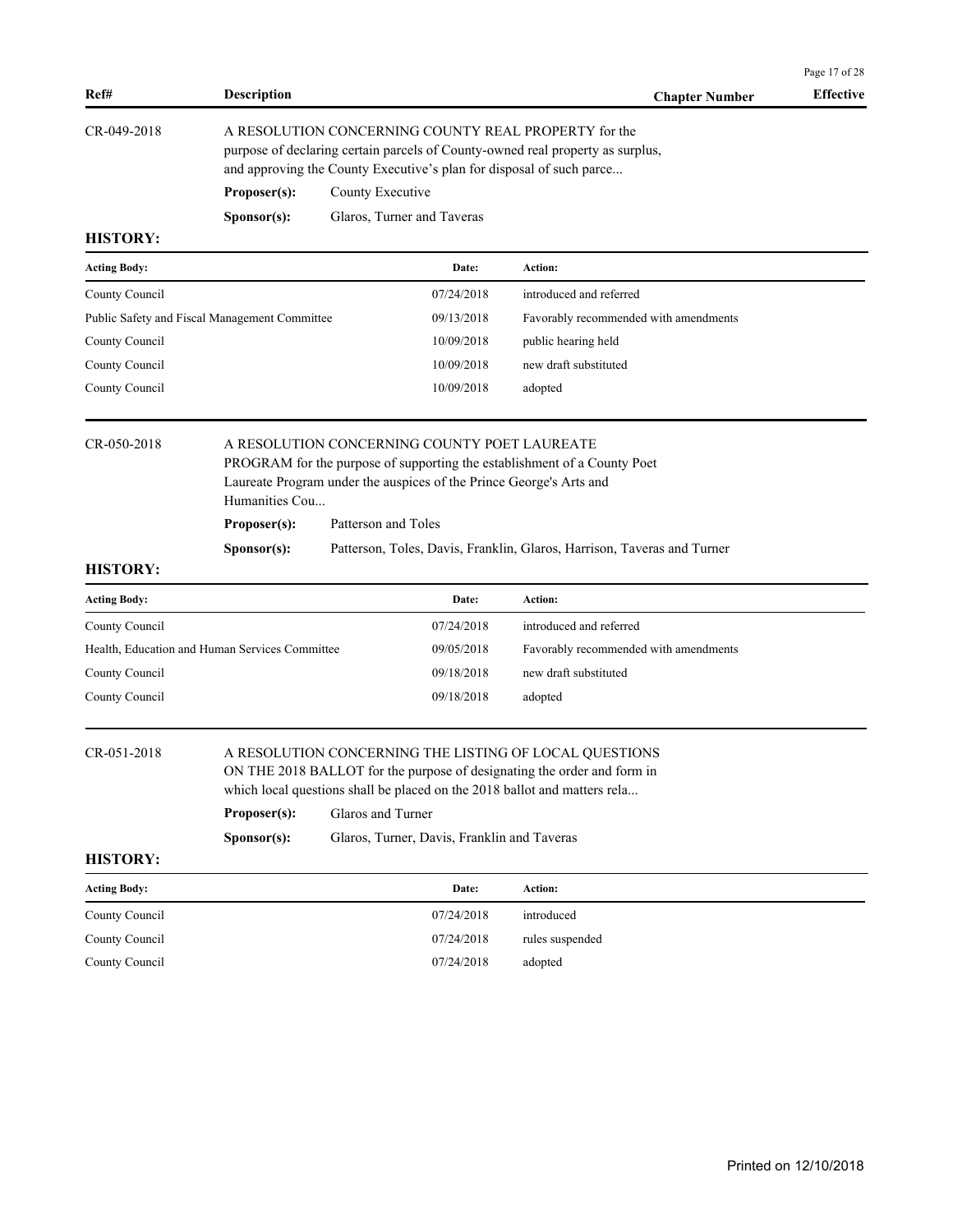| Ref# | Description | Chapter Number | Effective |
|---|---|---|---|

**CR-049-2018**

A RESOLUTION CONCERNING COUNTY REAL PROPERTY for the purpose of declaring certain parcels of County-owned real property as surplus, and approving the County Executive's plan for disposal of such parce...

**Proposer(s):** County Executive

**Sponsor(s):** Glaros, Turner and Taveras

**HISTORY:**

| Acting Body: | Date: | Action: |
|---|---|---|
| County Council | 07/24/2018 | introduced and referred |
| Public Safety and Fiscal Management Committee | 09/13/2018 | Favorably recommended with amendments |
| County Council | 10/09/2018 | public hearing held |
| County Council | 10/09/2018 | new draft substituted |
| County Council | 10/09/2018 | adopted |

**CR-050-2018**

A RESOLUTION CONCERNING COUNTY POET LAUREATE PROGRAM for the purpose of supporting the establishment of a County Poet Laureate Program under the auspices of the Prince George's Arts and Humanities Cou...

**Proposer(s):** Patterson and Toles

**Sponsor(s):** Patterson, Toles, Davis, Franklin, Glaros, Harrison, Taveras and Turner

**HISTORY:**

| Acting Body: | Date: | Action: |
|---|---|---|
| County Council | 07/24/2018 | introduced and referred |
| Health, Education and Human Services Committee | 09/05/2018 | Favorably recommended with amendments |
| County Council | 09/18/2018 | new draft substituted |
| County Council | 09/18/2018 | adopted |

**CR-051-2018**

A RESOLUTION CONCERNING THE LISTING OF LOCAL QUESTIONS ON THE 2018 BALLOT for the purpose of designating the order and form in which local questions shall be placed on the 2018 ballot and matters rela...

**Proposer(s):** Glaros and Turner

**Sponsor(s):** Glaros, Turner, Davis, Franklin and Taveras

**HISTORY:**

| Acting Body: | Date: | Action: |
|---|---|---|
| County Council | 07/24/2018 | introduced |
| County Council | 07/24/2018 | rules suspended |
| County Council | 07/24/2018 | adopted |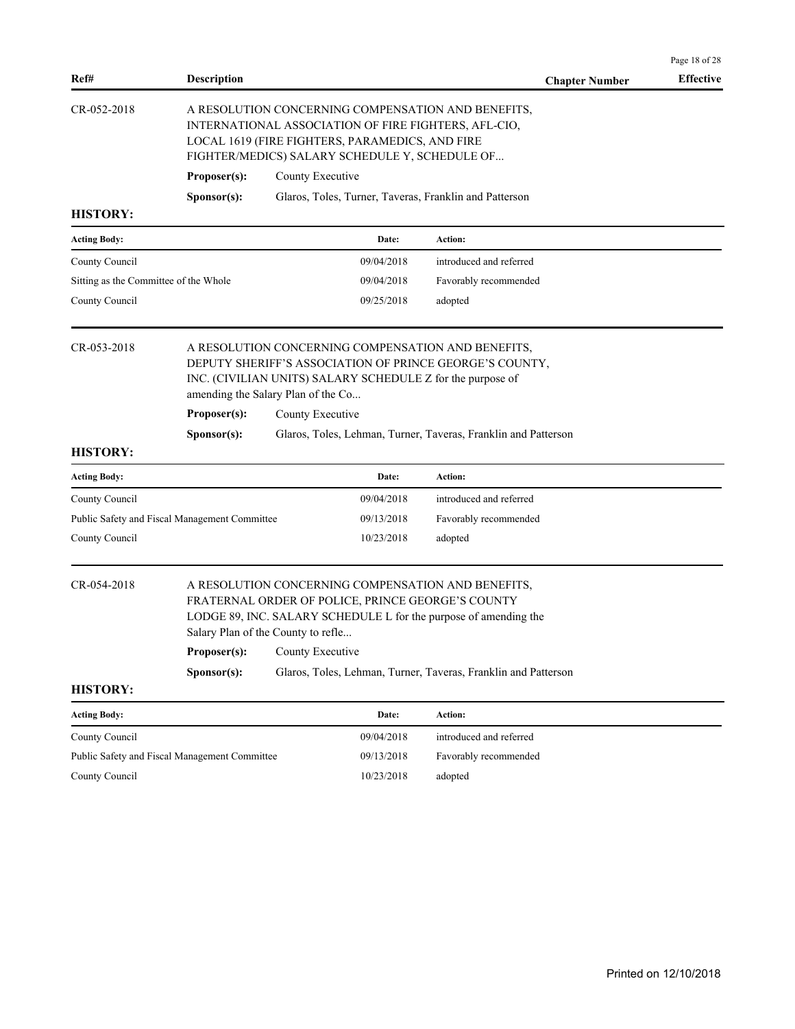| Ref# | Description | Chapter Number | Effective |
|---|---|---|---|

**CR-052-2018** A RESOLUTION CONCERNING COMPENSATION AND BENEFITS, INTERNATIONAL ASSOCIATION OF FIRE FIGHTERS, AFL-CIO, LOCAL 1619 (FIRE FIGHTERS, PARAMEDICS, AND FIRE FIGHTER/MEDICS) SALARY SCHEDULE Y, SCHEDULE OF...

**Proposer(s):** County Executive

**Sponsor(s):** Glaros, Toles, Turner, Taveras, Franklin and Patterson

**HISTORY:**

| Acting Body: | Date: | Action: |
|---|---|---|
| County Council | 09/04/2018 | introduced and referred |
| Sitting as the Committee of the Whole | 09/04/2018 | Favorably recommended |
| County Council | 09/25/2018 | adopted |

**CR-053-2018** A RESOLUTION CONCERNING COMPENSATION AND BENEFITS, DEPUTY SHERIFF'S ASSOCIATION OF PRINCE GEORGE'S COUNTY, INC. (CIVILIAN UNITS) SALARY SCHEDULE Z for the purpose of amending the Salary Plan of the Co...

**Proposer(s):** County Executive

**Sponsor(s):** Glaros, Toles, Lehman, Turner, Taveras, Franklin and Patterson

**HISTORY:**

| Acting Body: | Date: | Action: |
|---|---|---|
| County Council | 09/04/2018 | introduced and referred |
| Public Safety and Fiscal Management Committee | 09/13/2018 | Favorably recommended |
| County Council | 10/23/2018 | adopted |

**CR-054-2018** A RESOLUTION CONCERNING COMPENSATION AND BENEFITS, FRATERNAL ORDER OF POLICE, PRINCE GEORGE'S COUNTY LODGE 89, INC. SALARY SCHEDULE L for the purpose of amending the Salary Plan of the County to refle...

**Proposer(s):** County Executive

**Sponsor(s):** Glaros, Toles, Lehman, Turner, Taveras, Franklin and Patterson

**HISTORY:**

| Acting Body: | Date: | Action: |
|---|---|---|
| County Council | 09/04/2018 | introduced and referred |
| Public Safety and Fiscal Management Committee | 09/13/2018 | Favorably recommended |
| County Council | 10/23/2018 | adopted |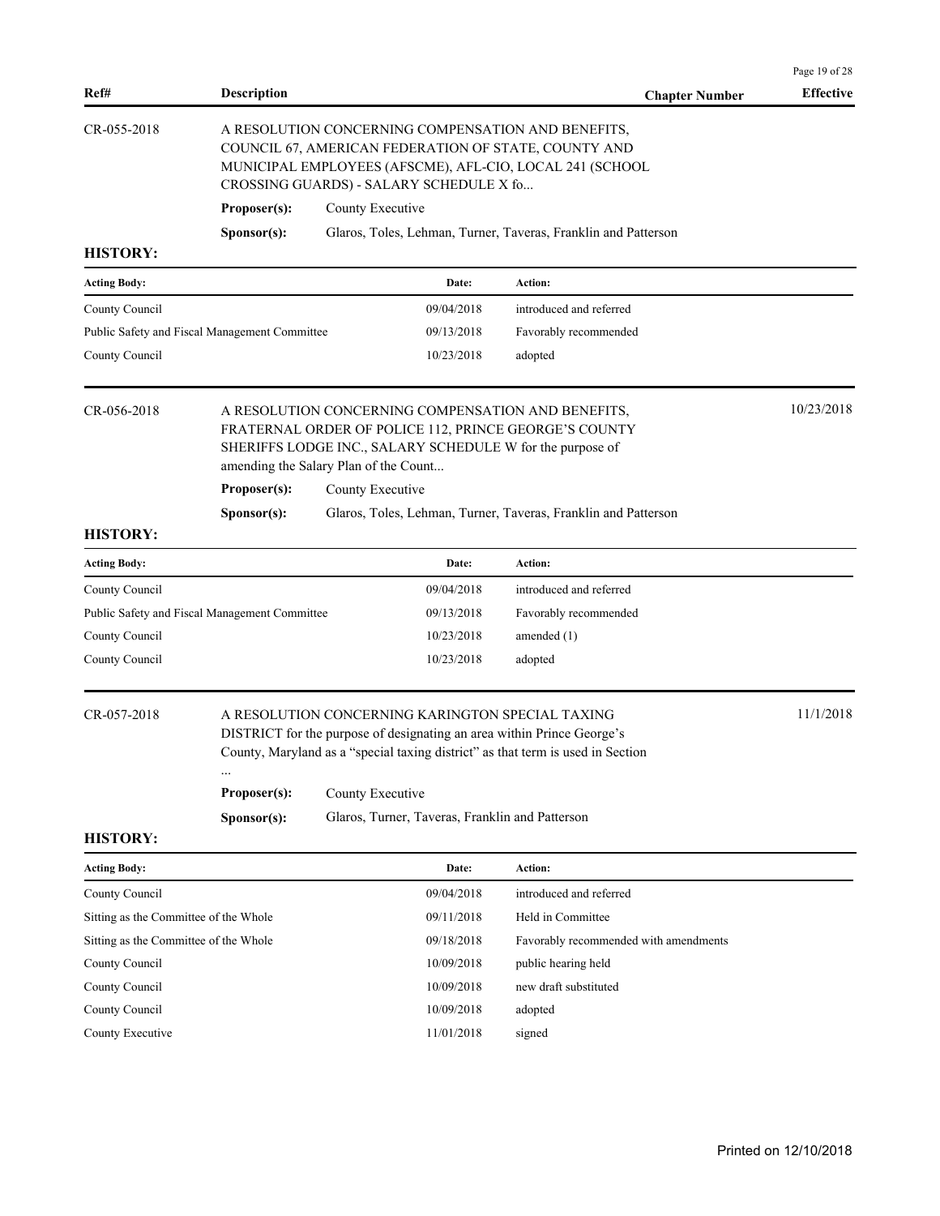| Ref# | Description | Chapter Number | Effective |
|---|---|---|---|

**CR-055-2018**

A RESOLUTION CONCERNING COMPENSATION AND BENEFITS, COUNCIL 67, AMERICAN FEDERATION OF STATE, COUNTY AND MUNICIPAL EMPLOYEES (AFSCME), AFL-CIO, LOCAL 241 (SCHOOL CROSSING GUARDS) - SALARY SCHEDULE X fo...

**Proposer(s):** County Executive

**Sponsor(s):** Glaros, Toles, Lehman, Turner, Taveras, Franklin and Patterson

**HISTORY:**

| Acting Body: | Date: | Action: |
|---|---|---|
| County Council | 09/04/2018 | introduced and referred |
| Public Safety and Fiscal Management Committee | 09/13/2018 | Favorably recommended |
| County Council | 10/23/2018 | adopted |

**CR-056-2018** — Effective: 10/23/2018

A RESOLUTION CONCERNING COMPENSATION AND BENEFITS, FRATERNAL ORDER OF POLICE 112, PRINCE GEORGE'S COUNTY SHERIFFS LODGE INC., SALARY SCHEDULE W for the purpose of amending the Salary Plan of the Count...

**Proposer(s):** County Executive

**Sponsor(s):** Glaros, Toles, Lehman, Turner, Taveras, Franklin and Patterson

**HISTORY:**

| Acting Body: | Date: | Action: |
|---|---|---|
| County Council | 09/04/2018 | introduced and referred |
| Public Safety and Fiscal Management Committee | 09/13/2018 | Favorably recommended |
| County Council | 10/23/2018 | amended (1) |
| County Council | 10/23/2018 | adopted |

**CR-057-2018** — Effective: 11/1/2018

A RESOLUTION CONCERNING KARINGTON SPECIAL TAXING DISTRICT for the purpose of designating an area within Prince George's County, Maryland as a "special taxing district" as that term is used in Section ...

**Proposer(s):** County Executive

**Sponsor(s):** Glaros, Turner, Taveras, Franklin and Patterson

**HISTORY:**

| Acting Body: | Date: | Action: |
|---|---|---|
| County Council | 09/04/2018 | introduced and referred |
| Sitting as the Committee of the Whole | 09/11/2018 | Held in Committee |
| Sitting as the Committee of the Whole | 09/18/2018 | Favorably recommended with amendments |
| County Council | 10/09/2018 | public hearing held |
| County Council | 10/09/2018 | new draft substituted |
| County Council | 10/09/2018 | adopted |
| County Executive | 11/01/2018 | signed |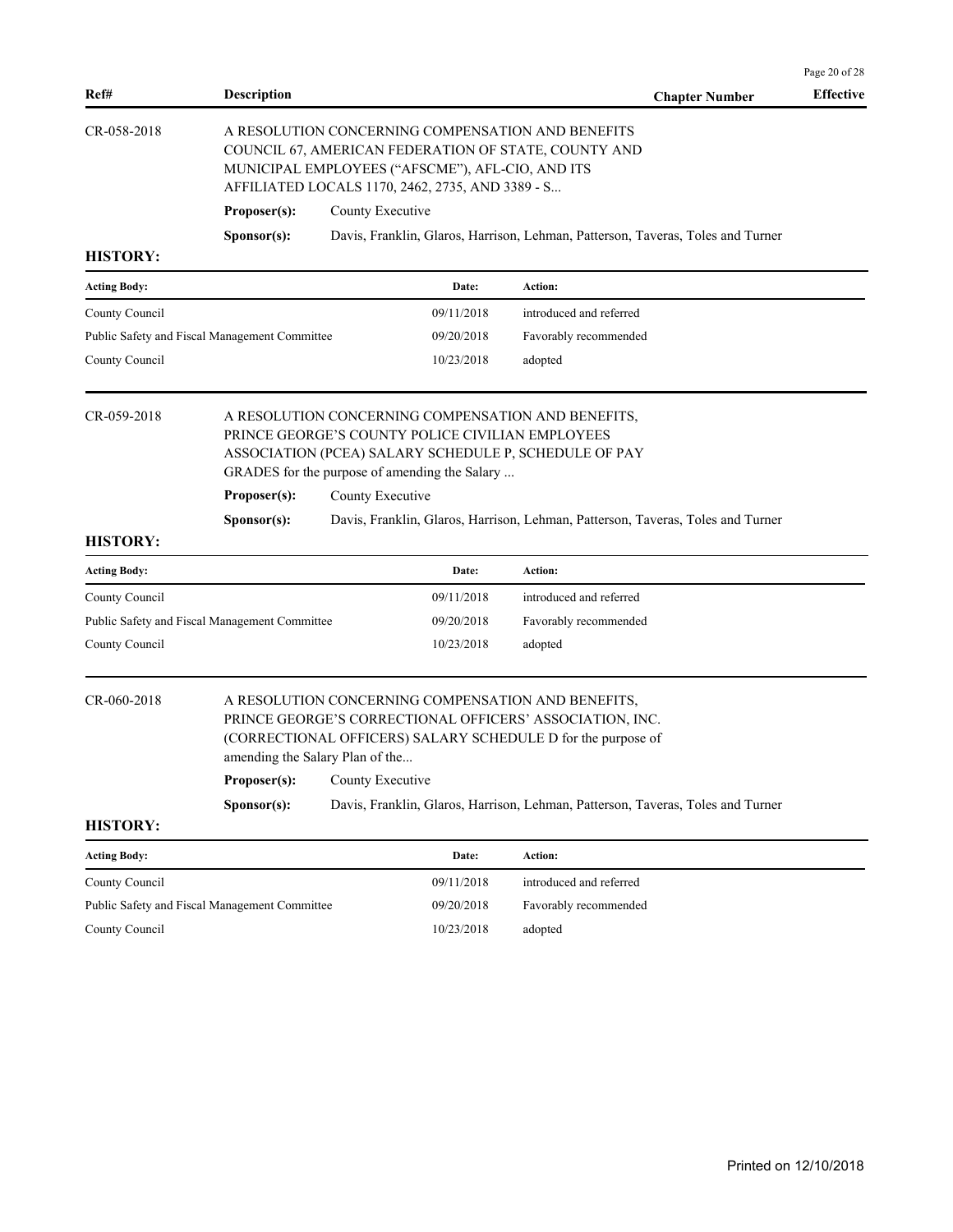| Ref# | Description | Chapter Number | Effective |
|---|---|---|---|

**CR-058-2018**

A RESOLUTION CONCERNING COMPENSATION AND BENEFITS COUNCIL 67, AMERICAN FEDERATION OF STATE, COUNTY AND MUNICIPAL EMPLOYEES ("AFSCME"), AFL-CIO, AND ITS AFFILIATED LOCALS 1170, 2462, 2735, AND 3389 - S...

**Proposer(s):** County Executive

**Sponsor(s):** Davis, Franklin, Glaros, Harrison, Lehman, Patterson, Taveras, Toles and Turner

**HISTORY:**

| Acting Body: | Date: | Action: |
|---|---|---|
| County Council | 09/11/2018 | introduced and referred |
| Public Safety and Fiscal Management Committee | 09/20/2018 | Favorably recommended |
| County Council | 10/23/2018 | adopted |

**CR-059-2018**

A RESOLUTION CONCERNING COMPENSATION AND BENEFITS, PRINCE GEORGE'S COUNTY POLICE CIVILIAN EMPLOYEES ASSOCIATION (PCEA) SALARY SCHEDULE P, SCHEDULE OF PAY GRADES for the purpose of amending the Salary ...

**Proposer(s):** County Executive

**Sponsor(s):** Davis, Franklin, Glaros, Harrison, Lehman, Patterson, Taveras, Toles and Turner

**HISTORY:**

| Acting Body: | Date: | Action: |
|---|---|---|
| County Council | 09/11/2018 | introduced and referred |
| Public Safety and Fiscal Management Committee | 09/20/2018 | Favorably recommended |
| County Council | 10/23/2018 | adopted |

**CR-060-2018**

A RESOLUTION CONCERNING COMPENSATION AND BENEFITS, PRINCE GEORGE'S CORRECTIONAL OFFICERS' ASSOCIATION, INC. (CORRECTIONAL OFFICERS) SALARY SCHEDULE D for the purpose of amending the Salary Plan of the...

**Proposer(s):** County Executive

**Sponsor(s):** Davis, Franklin, Glaros, Harrison, Lehman, Patterson, Taveras, Toles and Turner

**HISTORY:**

| Acting Body: | Date: | Action: |
|---|---|---|
| County Council | 09/11/2018 | introduced and referred |
| Public Safety and Fiscal Management Committee | 09/20/2018 | Favorably recommended |
| County Council | 10/23/2018 | adopted |

Printed on 12/10/2018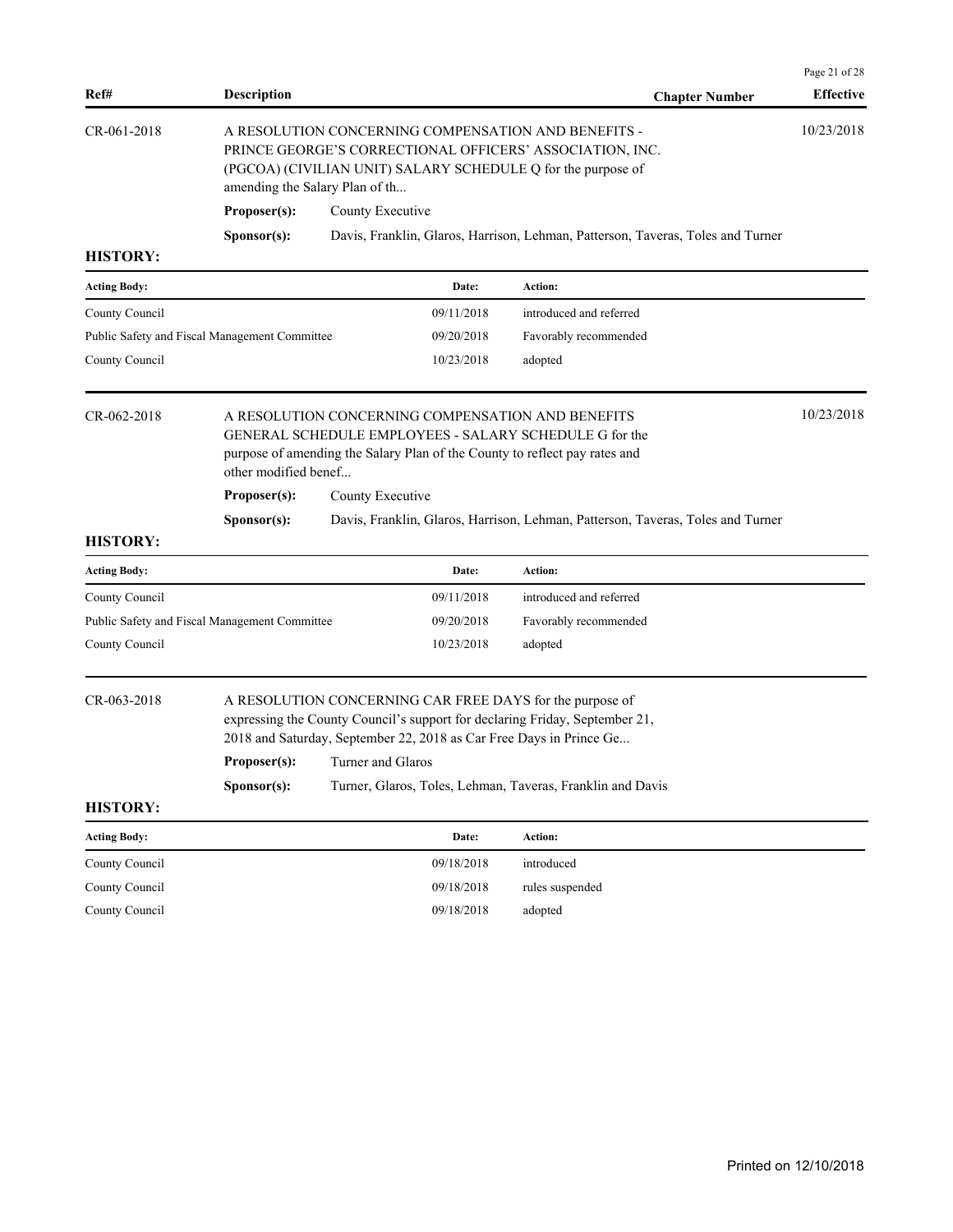| Ref# | Description | Chapter Number | Effective |
|---|---|---|---|
| CR-061-2018 | A RESOLUTION CONCERNING COMPENSATION AND BENEFITS - PRINCE GEORGE'S CORRECTIONAL OFFICERS' ASSOCIATION, INC. (PGCOA) (CIVILIAN UNIT) SALARY SCHEDULE Q for the purpose of amending the Salary Plan of th... | | 10/23/2018 |

**Proposer(s):** County Executive

**Sponsor(s):** Davis, Franklin, Glaros, Harrison, Lehman, Patterson, Taveras, Toles and Turner

**HISTORY:**

| Acting Body: | Date: | Action: |
|---|---|---|
| County Council | 09/11/2018 | introduced and referred |
| Public Safety and Fiscal Management Committee | 09/20/2018 | Favorably recommended |
| County Council | 10/23/2018 | adopted |

| Ref# | Description | Chapter Number | Effective |
|---|---|---|---|
| CR-062-2018 | A RESOLUTION CONCERNING COMPENSATION AND BENEFITS GENERAL SCHEDULE EMPLOYEES - SALARY SCHEDULE G for the purpose of amending the Salary Plan of the County to reflect pay rates and other modified benef... | | 10/23/2018 |

**Proposer(s):** County Executive

**Sponsor(s):** Davis, Franklin, Glaros, Harrison, Lehman, Patterson, Taveras, Toles and Turner

**HISTORY:**

| Acting Body: | Date: | Action: |
|---|---|---|
| County Council | 09/11/2018 | introduced and referred |
| Public Safety and Fiscal Management Committee | 09/20/2018 | Favorably recommended |
| County Council | 10/23/2018 | adopted |

| Ref# | Description | Chapter Number | Effective |
|---|---|---|---|
| CR-063-2018 | A RESOLUTION CONCERNING CAR FREE DAYS for the purpose of expressing the County Council's support for declaring Friday, September 21, 2018 and Saturday, September 22, 2018 as Car Free Days in Prince Ge... | | |

**Proposer(s):** Turner and Glaros

**Sponsor(s):** Turner, Glaros, Toles, Lehman, Taveras, Franklin and Davis

**HISTORY:**

| Acting Body: | Date: | Action: |
|---|---|---|
| County Council | 09/18/2018 | introduced |
| County Council | 09/18/2018 | rules suspended |
| County Council | 09/18/2018 | adopted |

Printed on 12/10/2018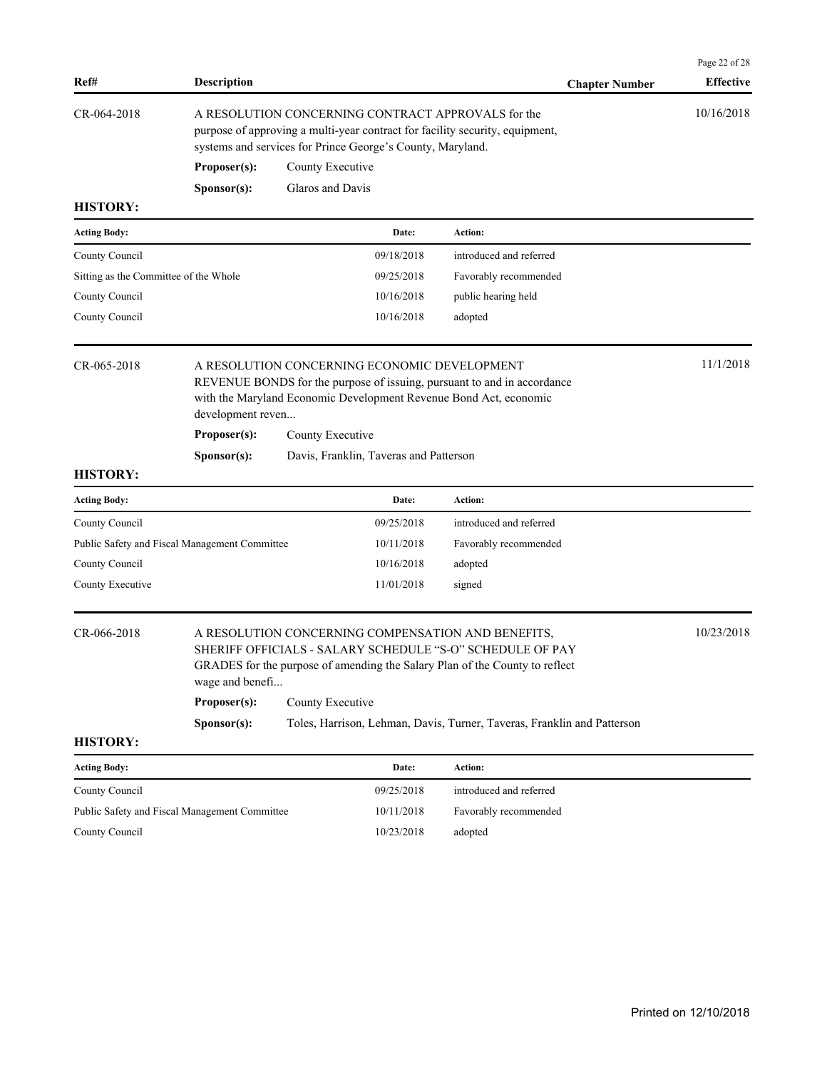| Ref# | Description | Chapter Number | Effective |
|---|---|---|---|
| CR-064-2018 | A RESOLUTION CONCERNING CONTRACT APPROVALS for the purpose of approving a multi-year contract for facility security, equipment, systems and services for Prince George's County, Maryland. | | 10/16/2018 |

**Proposer(s):** County Executive

**Sponsor(s):** Glaros and Davis

**HISTORY:**

| Acting Body: | Date: | Action: |
|---|---|---|
| County Council | 09/18/2018 | introduced and referred |
| Sitting as the Committee of the Whole | 09/25/2018 | Favorably recommended |
| County Council | 10/16/2018 | public hearing held |
| County Council | 10/16/2018 | adopted |

| Ref# | Description | Chapter Number | Effective |
|---|---|---|---|
| CR-065-2018 | A RESOLUTION CONCERNING ECONOMIC DEVELOPMENT REVENUE BONDS for the purpose of issuing, pursuant to and in accordance with the Maryland Economic Development Revenue Bond Act, economic development reven... | | 11/1/2018 |

**Proposer(s):** County Executive

**Sponsor(s):** Davis, Franklin, Taveras and Patterson

**HISTORY:**

| Acting Body: | Date: | Action: |
|---|---|---|
| County Council | 09/25/2018 | introduced and referred |
| Public Safety and Fiscal Management Committee | 10/11/2018 | Favorably recommended |
| County Council | 10/16/2018 | adopted |
| County Executive | 11/01/2018 | signed |

| Ref# | Description | Chapter Number | Effective |
|---|---|---|---|
| CR-066-2018 | A RESOLUTION CONCERNING COMPENSATION AND BENEFITS, SHERIFF OFFICIALS - SALARY SCHEDULE "S-O" SCHEDULE OF PAY GRADES for the purpose of amending the Salary Plan of the County to reflect wage and benefi... | | 10/23/2018 |

**Proposer(s):** County Executive

**Sponsor(s):** Toles, Harrison, Lehman, Davis, Turner, Taveras, Franklin and Patterson

**HISTORY:**

| Acting Body: | Date: | Action: |
|---|---|---|
| County Council | 09/25/2018 | introduced and referred |
| Public Safety and Fiscal Management Committee | 10/11/2018 | Favorably recommended |
| County Council | 10/23/2018 | adopted |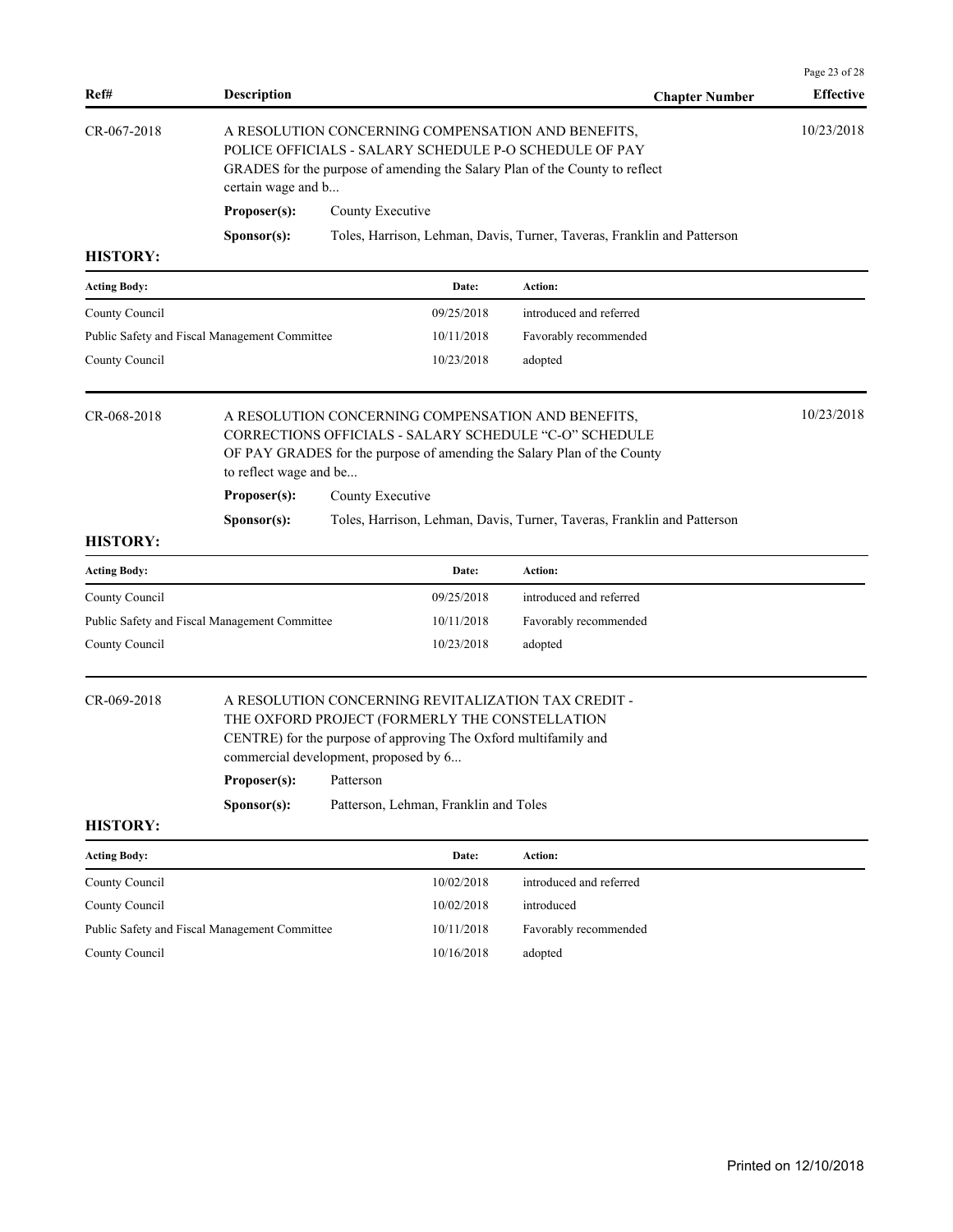| Ref# | Description | Chapter Number | Effective |
|---|---|---|---|

**CR-067-2018** — A RESOLUTION CONCERNING COMPENSATION AND BENEFITS, POLICE OFFICIALS - SALARY SCHEDULE P-O SCHEDULE OF PAY GRADES for the purpose of amending the Salary Plan of the County to reflect certain wage and b... — Effective: 10/23/2018

**Proposer(s):** County Executive

**Sponsor(s):** Toles, Harrison, Lehman, Davis, Turner, Taveras, Franklin and Patterson

**HISTORY:**

| Acting Body: | Date: | Action: |
|---|---|---|
| County Council | 09/25/2018 | introduced and referred |
| Public Safety and Fiscal Management Committee | 10/11/2018 | Favorably recommended |
| County Council | 10/23/2018 | adopted |

**CR-068-2018** — A RESOLUTION CONCERNING COMPENSATION AND BENEFITS, CORRECTIONS OFFICIALS - SALARY SCHEDULE "C-O" SCHEDULE OF PAY GRADES for the purpose of amending the Salary Plan of the County to reflect wage and be... — Effective: 10/23/2018

**Proposer(s):** County Executive

**Sponsor(s):** Toles, Harrison, Lehman, Davis, Turner, Taveras, Franklin and Patterson

**HISTORY:**

| Acting Body: | Date: | Action: |
|---|---|---|
| County Council | 09/25/2018 | introduced and referred |
| Public Safety and Fiscal Management Committee | 10/11/2018 | Favorably recommended |
| County Council | 10/23/2018 | adopted |

**CR-069-2018** — A RESOLUTION CONCERNING REVITALIZATION TAX CREDIT - THE OXFORD PROJECT (FORMERLY THE CONSTELLATION CENTRE) for the purpose of approving The Oxford multifamily and commercial development, proposed by 6...

**Proposer(s):** Patterson

**Sponsor(s):** Patterson, Lehman, Franklin and Toles

**HISTORY:**

| Acting Body: | Date: | Action: |
|---|---|---|
| County Council | 10/02/2018 | introduced and referred |
| County Council | 10/02/2018 | introduced |
| Public Safety and Fiscal Management Committee | 10/11/2018 | Favorably recommended |
| County Council | 10/16/2018 | adopted |

Printed on 12/10/2018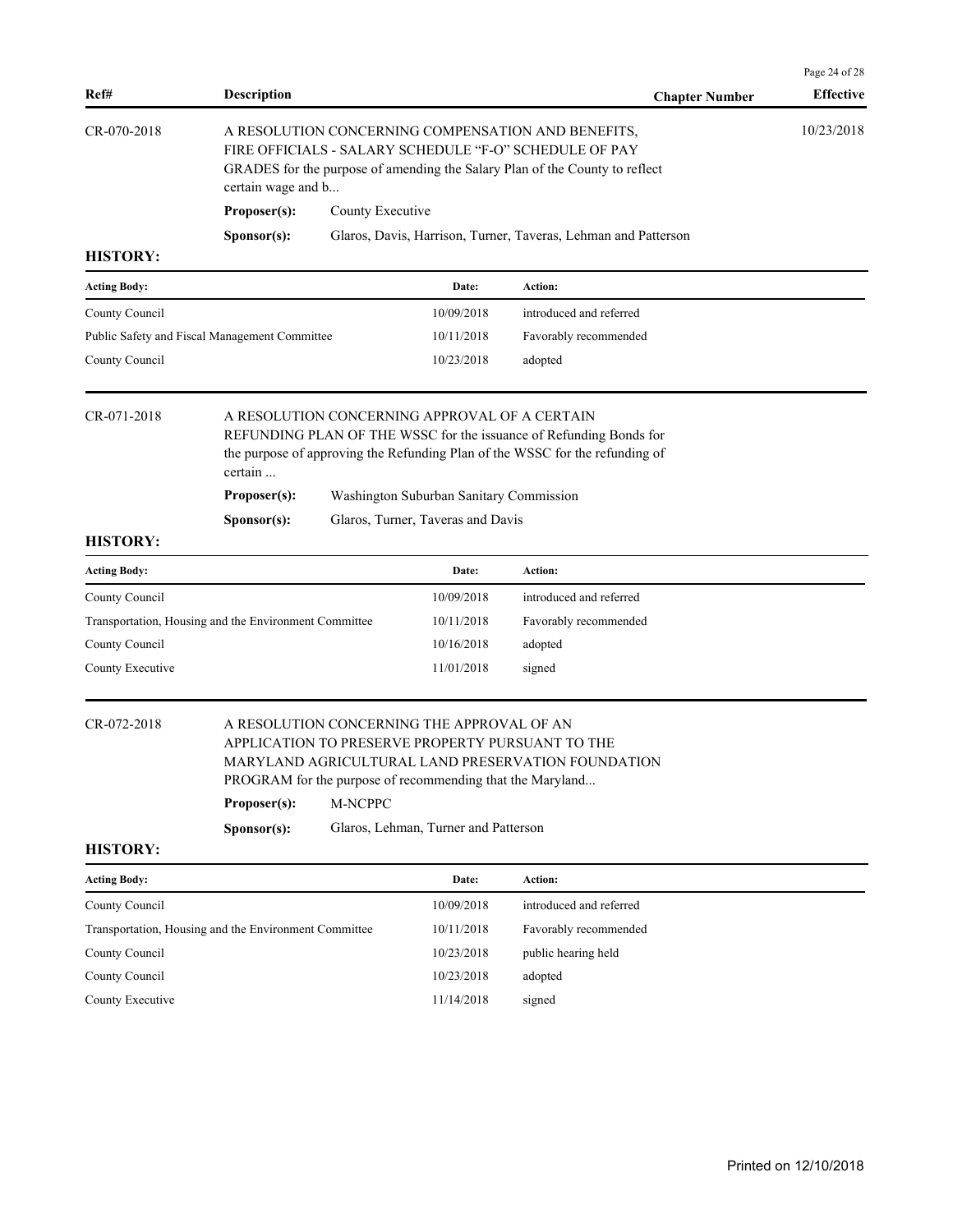| Ref# | Description | Chapter Number | Effective |
|---|---|---|---|
| CR-070-2018 | A RESOLUTION CONCERNING COMPENSATION AND BENEFITS, FIRE OFFICIALS - SALARY SCHEDULE "F-O" SCHEDULE OF PAY GRADES for the purpose of amending the Salary Plan of the County to reflect certain wage and b... | | 10/23/2018 |

**Proposer(s):** County Executive

**Sponsor(s):** Glaros, Davis, Harrison, Turner, Taveras, Lehman and Patterson

**HISTORY:**

| Acting Body: | Date: | Action: |
|---|---|---|
| County Council | 10/09/2018 | introduced and referred |
| Public Safety and Fiscal Management Committee | 10/11/2018 | Favorably recommended |
| County Council | 10/23/2018 | adopted |

| Ref# | Description | Chapter Number | Effective |
|---|---|---|---|
| CR-071-2018 | A RESOLUTION CONCERNING APPROVAL OF A CERTAIN REFUNDING PLAN OF THE WSSC for the issuance of Refunding Bonds for the purpose of approving the Refunding Plan of the WSSC for the refunding of certain ... | | |

**Proposer(s):** Washington Suburban Sanitary Commission

**Sponsor(s):** Glaros, Turner, Taveras and Davis

**HISTORY:**

| Acting Body: | Date: | Action: |
|---|---|---|
| County Council | 10/09/2018 | introduced and referred |
| Transportation, Housing and the Environment Committee | 10/11/2018 | Favorably recommended |
| County Council | 10/16/2018 | adopted |
| County Executive | 11/01/2018 | signed |

| Ref# | Description | Chapter Number | Effective |
|---|---|---|---|
| CR-072-2018 | A RESOLUTION CONCERNING THE APPROVAL OF AN APPLICATION TO PRESERVE PROPERTY PURSUANT TO THE MARYLAND AGRICULTURAL LAND PRESERVATION FOUNDATION PROGRAM for the purpose of recommending that the Maryland... | | |

**Proposer(s):** M-NCPPC

**Sponsor(s):** Glaros, Lehman, Turner and Patterson

**HISTORY:**

| Acting Body: | Date: | Action: |
|---|---|---|
| County Council | 10/09/2018 | introduced and referred |
| Transportation, Housing and the Environment Committee | 10/11/2018 | Favorably recommended |
| County Council | 10/23/2018 | public hearing held |
| County Council | 10/23/2018 | adopted |
| County Executive | 11/14/2018 | signed |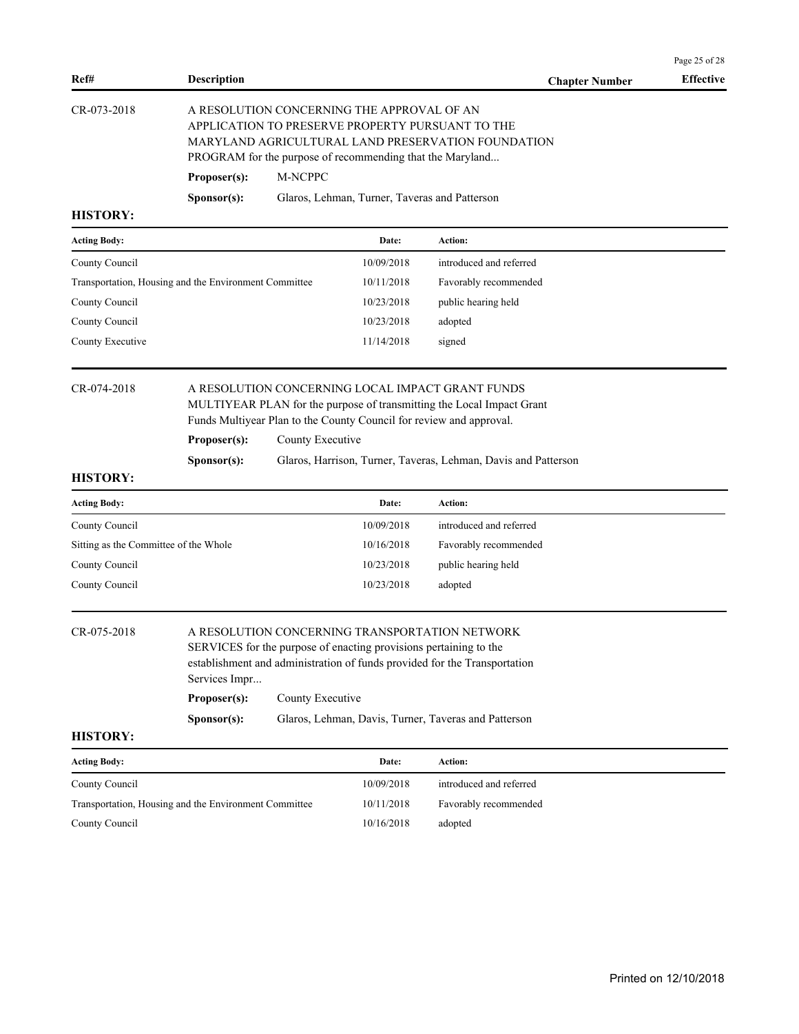| Ref# | Description | Chapter Number | Effective |
|---|---|---|---|

CR-073-2018 — A RESOLUTION CONCERNING THE APPROVAL OF AN APPLICATION TO PRESERVE PROPERTY PURSUANT TO THE MARYLAND AGRICULTURAL LAND PRESERVATION FOUNDATION PROGRAM for the purpose of recommending that the Maryland...

**Proposer(s):** M-NCPPC

**Sponsor(s):** Glaros, Lehman, Turner, Taveras and Patterson

**HISTORY:**

| Acting Body: | Date: | Action: |
|---|---|---|
| County Council | 10/09/2018 | introduced and referred |
| Transportation, Housing and the Environment Committee | 10/11/2018 | Favorably recommended |
| County Council | 10/23/2018 | public hearing held |
| County Council | 10/23/2018 | adopted |
| County Executive | 11/14/2018 | signed |

CR-074-2018 — A RESOLUTION CONCERNING LOCAL IMPACT GRANT FUNDS MULTIYEAR PLAN for the purpose of transmitting the Local Impact Grant Funds Multiyear Plan to the County Council for review and approval.

**Proposer(s):** County Executive

**Sponsor(s):** Glaros, Harrison, Turner, Taveras, Lehman, Davis and Patterson

**HISTORY:**

| Acting Body: | Date: | Action: |
|---|---|---|
| County Council | 10/09/2018 | introduced and referred |
| Sitting as the Committee of the Whole | 10/16/2018 | Favorably recommended |
| County Council | 10/23/2018 | public hearing held |
| County Council | 10/23/2018 | adopted |

CR-075-2018 — A RESOLUTION CONCERNING TRANSPORTATION NETWORK SERVICES for the purpose of enacting provisions pertaining to the establishment and administration of funds provided for the Transportation Services Impr...

**Proposer(s):** County Executive

**Sponsor(s):** Glaros, Lehman, Davis, Turner, Taveras and Patterson

**HISTORY:**

| Acting Body: | Date: | Action: |
|---|---|---|
| County Council | 10/09/2018 | introduced and referred |
| Transportation, Housing and the Environment Committee | 10/11/2018 | Favorably recommended |
| County Council | 10/16/2018 | adopted |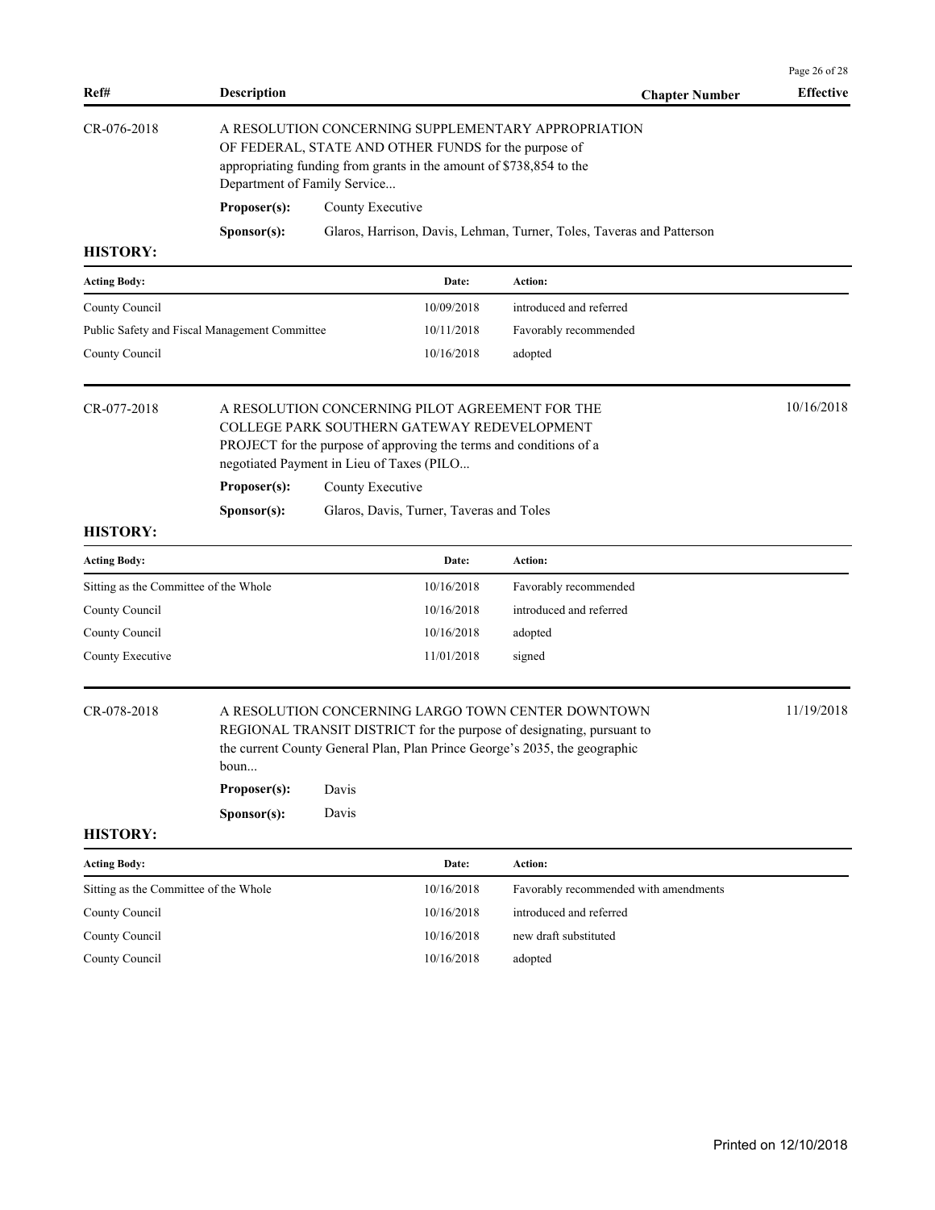| Ref# | Description | Chapter Number | Effective |
| --- | --- | --- | --- |

**CR-076-2018**

A RESOLUTION CONCERNING SUPPLEMENTARY APPROPRIATION OF FEDERAL, STATE AND OTHER FUNDS for the purpose of appropriating funding from grants in the amount of $738,854 to the Department of Family Service...

**Proposer(s):** County Executive

**Sponsor(s):** Glaros, Harrison, Davis, Lehman, Turner, Toles, Taveras and Patterson

**HISTORY:**

| Acting Body: | Date: | Action: |
| --- | --- | --- |
| County Council | 10/09/2018 | introduced and referred |
| Public Safety and Fiscal Management Committee | 10/11/2018 | Favorably recommended |
| County Council | 10/16/2018 | adopted |

**CR-077-2018** — Effective: 10/16/2018

A RESOLUTION CONCERNING PILOT AGREEMENT FOR THE COLLEGE PARK SOUTHERN GATEWAY REDEVELOPMENT PROJECT for the purpose of approving the terms and conditions of a negotiated Payment in Lieu of Taxes (PILO...

**Proposer(s):** County Executive

**Sponsor(s):** Glaros, Davis, Turner, Taveras and Toles

**HISTORY:**

| Acting Body: | Date: | Action: |
| --- | --- | --- |
| Sitting as the Committee of the Whole | 10/16/2018 | Favorably recommended |
| County Council | 10/16/2018 | introduced and referred |
| County Council | 10/16/2018 | adopted |
| County Executive | 11/01/2018 | signed |

**CR-078-2018** — Effective: 11/19/2018

A RESOLUTION CONCERNING LARGO TOWN CENTER DOWNTOWN REGIONAL TRANSIT DISTRICT for the purpose of designating, pursuant to the current County General Plan, Plan Prince George's 2035, the geographic boun...

**Proposer(s):** Davis

**Sponsor(s):** Davis

**HISTORY:**

| Acting Body: | Date: | Action: |
| --- | --- | --- |
| Sitting as the Committee of the Whole | 10/16/2018 | Favorably recommended with amendments |
| County Council | 10/16/2018 | introduced and referred |
| County Council | 10/16/2018 | new draft substituted |
| County Council | 10/16/2018 | adopted |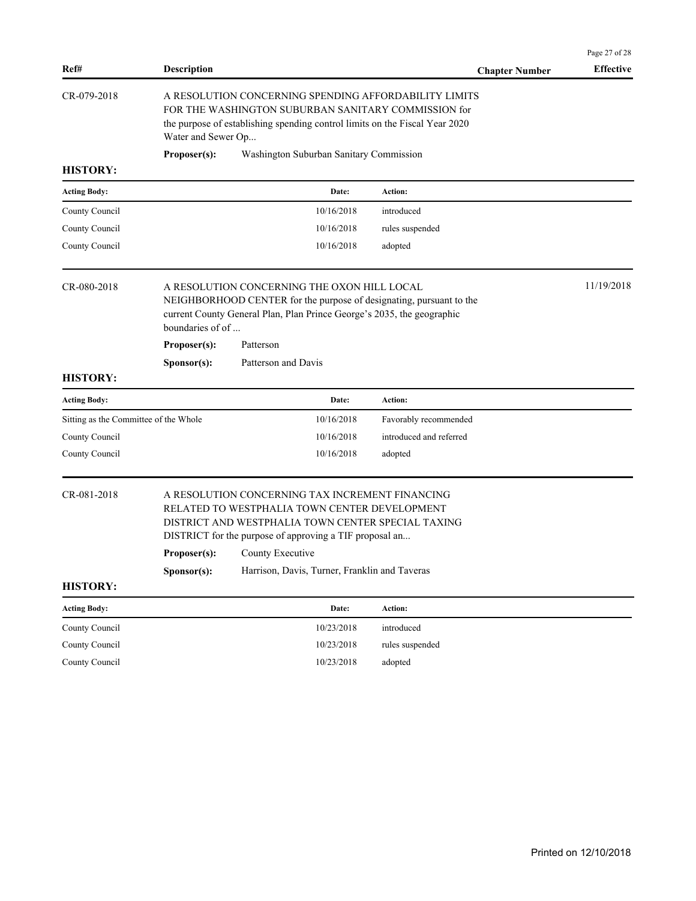| Ref# | Description | Chapter Number | Effective |
|---|---|---|---|

**CR-079-2018**

A RESOLUTION CONCERNING SPENDING AFFORDABILITY LIMITS FOR THE WASHINGTON SUBURBAN SANITARY COMMISSION for the purpose of establishing spending control limits on the Fiscal Year 2020 Water and Sewer Op...

**Proposer(s):** Washington Suburban Sanitary Commission

**HISTORY:**

| Acting Body: | Date: | Action: |
|---|---|---|
| County Council | 10/16/2018 | introduced |
| County Council | 10/16/2018 | rules suspended |
| County Council | 10/16/2018 | adopted |

**CR-080-2018** — Effective: 11/19/2018

A RESOLUTION CONCERNING THE OXON HILL LOCAL NEIGHBORHOOD CENTER for the purpose of designating, pursuant to the current County General Plan, Plan Prince George's 2035, the geographic boundaries of of ...

**Proposer(s):** Patterson

**Sponsor(s):** Patterson and Davis

**HISTORY:**

| Acting Body: | Date: | Action: |
|---|---|---|
| Sitting as the Committee of the Whole | 10/16/2018 | Favorably recommended |
| County Council | 10/16/2018 | introduced and referred |
| County Council | 10/16/2018 | adopted |

**CR-081-2018**

A RESOLUTION CONCERNING TAX INCREMENT FINANCING RELATED TO WESTPHALIA TOWN CENTER DEVELOPMENT DISTRICT AND WESTPHALIA TOWN CENTER SPECIAL TAXING DISTRICT for the purpose of approving a TIF proposal an...

**Proposer(s):** County Executive

**Sponsor(s):** Harrison, Davis, Turner, Franklin and Taveras

**HISTORY:**

| Acting Body: | Date: | Action: |
|---|---|---|
| County Council | 10/23/2018 | introduced |
| County Council | 10/23/2018 | rules suspended |
| County Council | 10/23/2018 | adopted |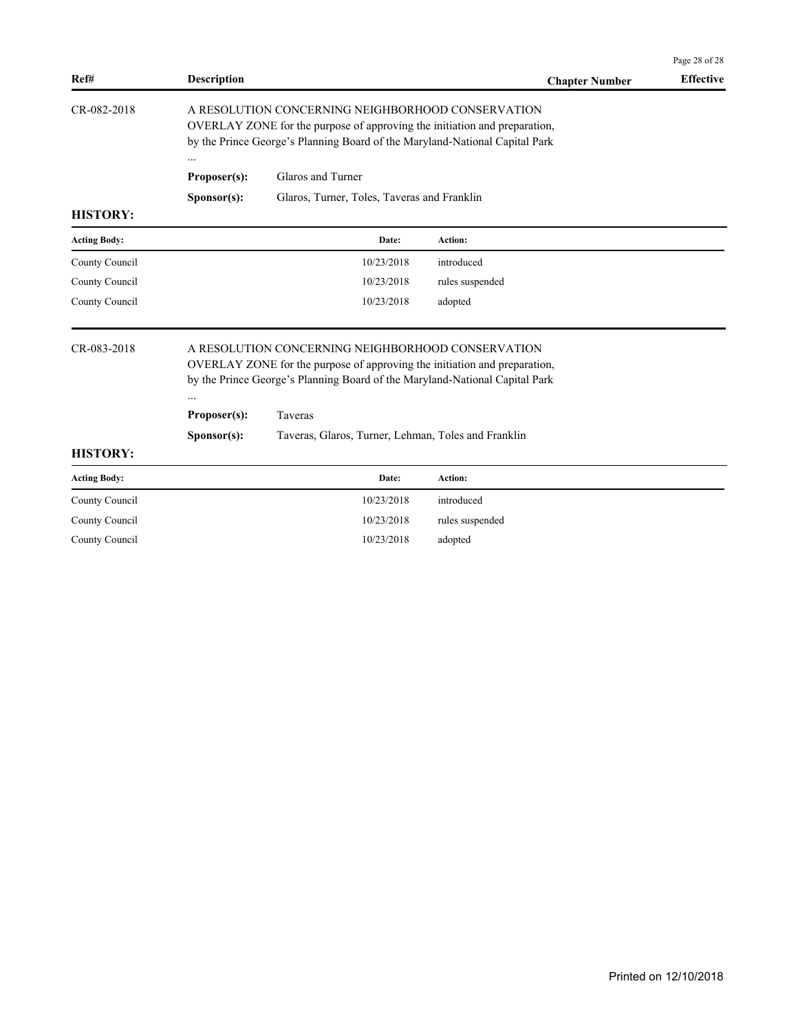| Ref# | Description | Chapter Number | Effective |
|---|---|---|---|

CR-082-2018

A RESOLUTION CONCERNING NEIGHBORHOOD CONSERVATION OVERLAY ZONE for the purpose of approving the initiation and preparation, by the Prince George's Planning Board of the Maryland-National Capital Park ...

**Proposer(s):** Glaros and Turner

**Sponsor(s):** Glaros, Turner, Toles, Taveras and Franklin

**HISTORY:**

| Acting Body: | Date: | Action: |
|---|---|---|
| County Council | 10/23/2018 | introduced |
| County Council | 10/23/2018 | rules suspended |
| County Council | 10/23/2018 | adopted |

CR-083-2018

A RESOLUTION CONCERNING NEIGHBORHOOD CONSERVATION OVERLAY ZONE for the purpose of approving the initiation and preparation, by the Prince George's Planning Board of the Maryland-National Capital Park ...

**Proposer(s):** Taveras

**Sponsor(s):** Taveras, Glaros, Turner, Lehman, Toles and Franklin

**HISTORY:**

| Acting Body: | Date: | Action: |
|---|---|---|
| County Council | 10/23/2018 | introduced |
| County Council | 10/23/2018 | rules suspended |
| County Council | 10/23/2018 | adopted |

Printed on 12/10/2018